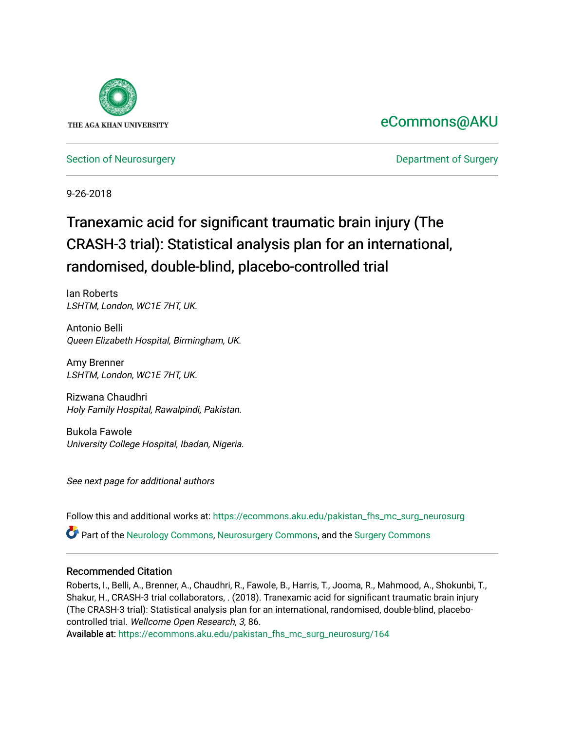THE AGA KHAN UNIVERSITY

eCommons@AKU

Section of Neurosurgery

Department of Surgery

9-26-2018

# Tranexamic acid for significant traumatic brain injury (The CRASH-3 trial): Statistical analysis plan for an international, randomised, double-blind, placebo-controlled trial

Ian Roberts
*LSHTM, London, WC1E 7HT, UK.*

Antonio Belli
*Queen Elizabeth Hospital, Birmingham, UK.*

Amy Brenner
*LSHTM, London, WC1E 7HT, UK.*

Rizwana Chaudhri
*Holy Family Hospital, Rawalpindi, Pakistan.*

Bukola Fawole
*University College Hospital, Ibadan, Nigeria.*

*See next page for additional authors*

Follow this and additional works at: https://ecommons.aku.edu/pakistan_fhs_mc_surg_neurosurg

Part of the Neurology Commons, Neurosurgery Commons, and the Surgery Commons

## Recommended Citation

Roberts, I., Belli, A., Brenner, A., Chaudhri, R., Fawole, B., Harris, T., Jooma, R., Mahmood, A., Shokunbi, T., Shakur, H., CRASH-3 trial collaborators, . (2018). Tranexamic acid for significant traumatic brain injury (The CRASH-3 trial): Statistical analysis plan for an international, randomised, double-blind, placebo-controlled trial. *Wellcome Open Research, 3*, 86.

Available at: https://ecommons.aku.edu/pakistan_fhs_mc_surg_neurosurg/164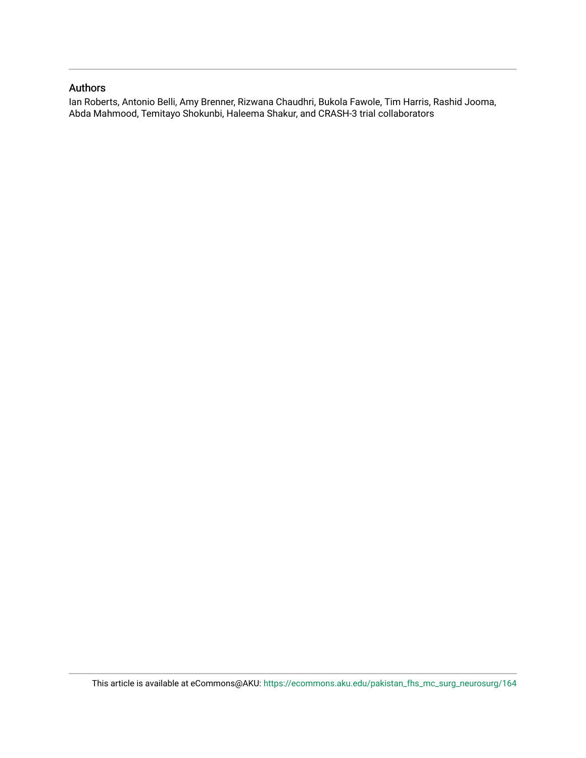## Authors

Ian Roberts, Antonio Belli, Amy Brenner, Rizwana Chaudhri, Bukola Fawole, Tim Harris, Rashid Jooma, Abda Mahmood, Temitayo Shokunbi, Haleema Shakur, and CRASH-3 trial collaborators

This article is available at eCommons@AKU: https://ecommons.aku.edu/pakistan_fhs_mc_surg_neurosurg/164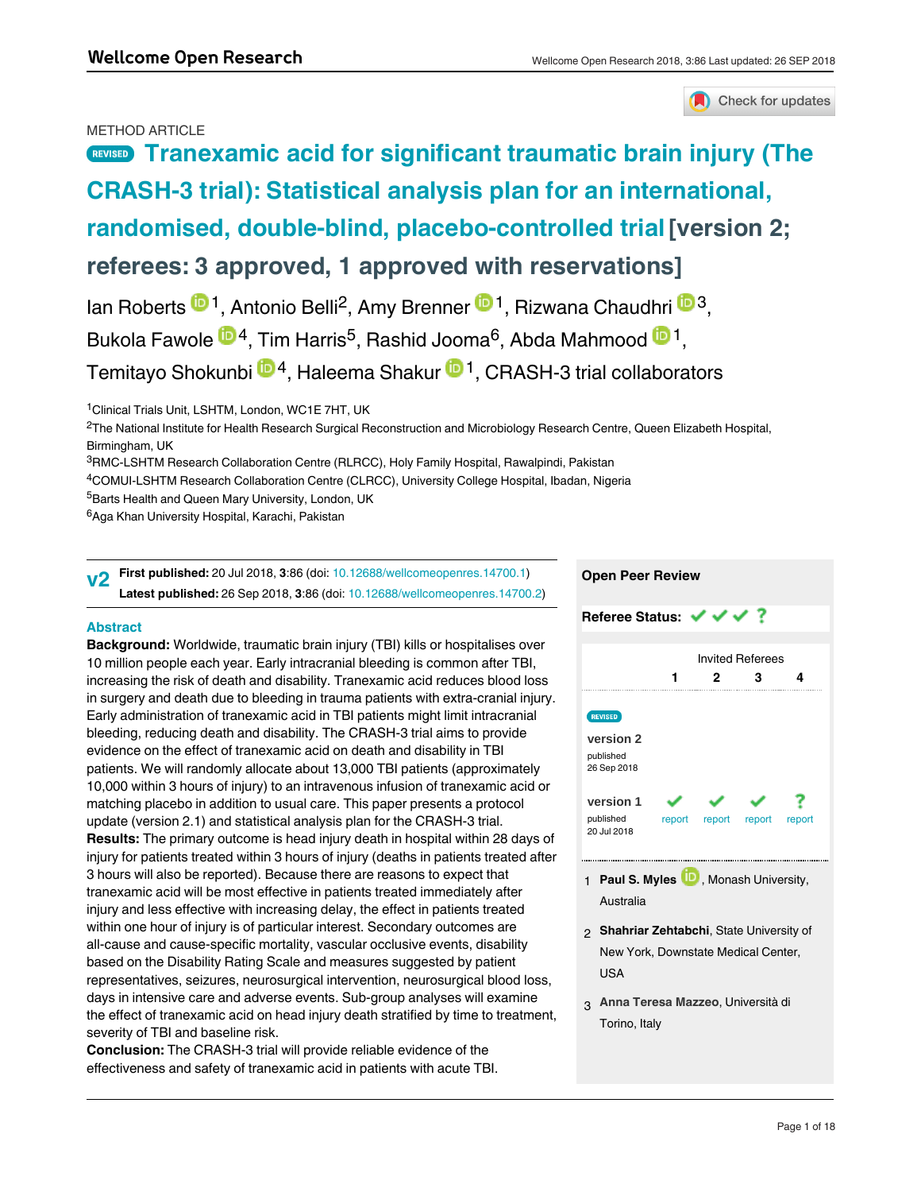METHOD ARTICLE

# REVISED Tranexamic acid for significant traumatic brain injury (The CRASH-3 trial): Statistical analysis plan for an international, randomised, double-blind, placebo-controlled trial [version 2; referees: 3 approved, 1 approved with reservations]

Ian Roberts [1], Antonio Belli[2], Amy Brenner [1], Rizwana Chaudhri [3], Bukola Fawole [4], Tim Harris[5], Rashid Jooma[6], Abda Mahmood [1], Temitayo Shokunbi [4], Haleema Shakur [1], CRASH-3 trial collaborators

[1]Clinical Trials Unit, LSHTM, London, WC1E 7HT, UK

[2]The National Institute for Health Research Surgical Reconstruction and Microbiology Research Centre, Queen Elizabeth Hospital, Birmingham, UK

[3]RMC-LSHTM Research Collaboration Centre (RLRCC), Holy Family Hospital, Rawalpindi, Pakistan

[4]COMUI-LSHTM Research Collaboration Centre (CLRCC), University College Hospital, Ibadan, Nigeria

[5]Barts Health and Queen Mary University, London, UK

[6]Aga Khan University Hospital, Karachi, Pakistan

**v2** **First published:** 20 Jul 2018, **3**:86 (doi: 10.12688/wellcomeopenres.14700.1)
**Latest published:** 26 Sep 2018, **3**:86 (doi: 10.12688/wellcomeopenres.14700.2)

## Abstract

**Background:** Worldwide, traumatic brain injury (TBI) kills or hospitalises over 10 million people each year. Early intracranial bleeding is common after TBI, increasing the risk of death and disability. Tranexamic acid reduces blood loss in surgery and death due to bleeding in trauma patients with extra-cranial injury. Early administration of tranexamic acid in TBI patients might limit intracranial bleeding, reducing death and disability. The CRASH-3 trial aims to provide evidence on the effect of tranexamic acid on death and disability in TBI patients. We will randomly allocate about 13,000 TBI patients (approximately 10,000 within 3 hours of injury) to an intravenous infusion of tranexamic acid or matching placebo in addition to usual care. This paper presents a protocol update (version 2.1) and statistical analysis plan for the CRASH-3 trial.

**Results:** The primary outcome is head injury death in hospital within 28 days of injury for patients treated within 3 hours of injury (deaths in patients treated after 3 hours will also be reported). Because there are reasons to expect that tranexamic acid will be most effective in patients treated immediately after injury and less effective with increasing delay, the effect in patients treated within one hour of injury is of particular interest. Secondary outcomes are all-cause and cause-specific mortality, vascular occlusive events, disability based on the Disability Rating Scale and measures suggested by patient representatives, seizures, neurosurgical intervention, neurosurgical blood loss, days in intensive care and adverse events. Sub-group analyses will examine the effect of tranexamic acid on head injury death stratified by time to treatment, severity of TBI and baseline risk.

**Conclusion:** The CRASH-3 trial will provide reliable evidence of the effectiveness and safety of tranexamic acid in patients with acute TBI.

## Open Peer Review

**Referee Status:** ✓ ✓ ✓ ?

| | Invited Referees | | | |
|---|---|---|---|---|
| | 1 | 2 | 3 | 4 |
| REVISED **version 2** published 26 Sep 2018 | | | | |
| **version 1** published 20 Jul 2018 | ✓ report | ✓ report | ✓ report | ? report |

1. **Paul S. Myles**, Monash University, Australia
2. **Shahriar Zehtabchi**, State University of New York, Downstate Medical Center, USA
3. **Anna Teresa Mazzeo**, Università di Torino, Italy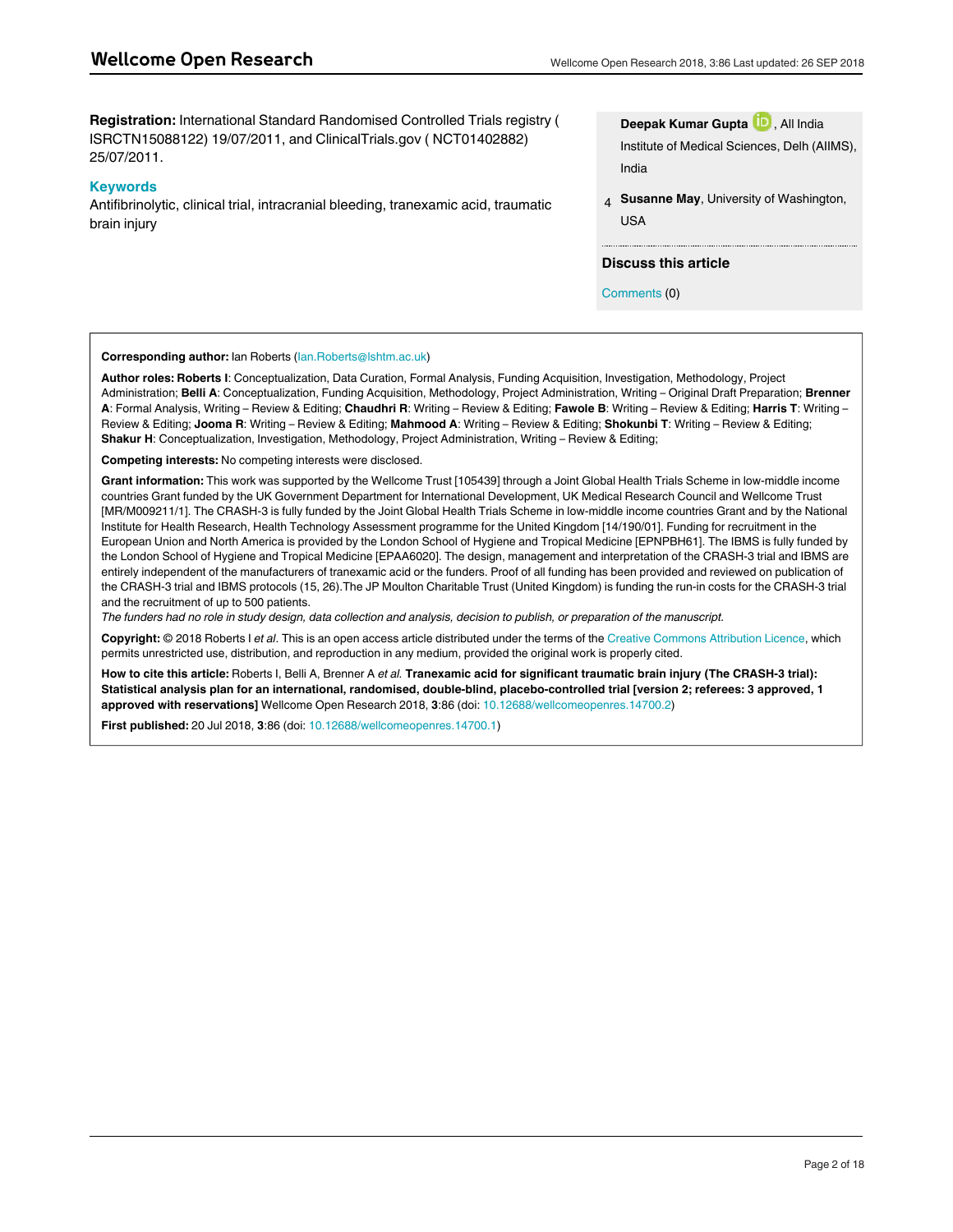**Registration:** International Standard Randomised Controlled Trials registry ( ISRCTN15088122) 19/07/2011, and ClinicalTrials.gov ( NCT01402882) 25/07/2011.

### Keywords

Antifibrinolytic, clinical trial, intracranial bleeding, tranexamic acid, traumatic brain injury

**Deepak Kumar Gupta**, All India Institute of Medical Sciences, Delh (AIIMS), India

4 **Susanne May**, University of Washington, USA

### Discuss this article

Comments (0)

**Corresponding author:** Ian Roberts (Ian.Roberts@lshtm.ac.uk)

**Author roles: Roberts I**: Conceptualization, Data Curation, Formal Analysis, Funding Acquisition, Investigation, Methodology, Project Administration, Writing – Original Draft Preparation; **Belli A**: Conceptualization, Funding Acquisition, Methodology, Project Administration, Writing – Original Draft Preparation; **Brenner A**: Formal Analysis, Writing – Review & Editing; **Chaudhri R**: Writing – Review & Editing; **Fawole B**: Writing – Review & Editing; **Harris T**: Writing – Review & Editing; **Jooma R**: Writing – Review & Editing; **Mahmood A**: Writing – Review & Editing; **Shokunbi T**: Writing – Review & Editing; **Shakur H**: Conceptualization, Investigation, Methodology, Project Administration, Writing – Review & Editing;

**Competing interests:** No competing interests were disclosed.

**Grant information:** This work was supported by the Wellcome Trust [105439] through a Joint Global Health Trials Scheme in low-middle income countries Grant funded by the UK Government Department for International Development, UK Medical Research Council and Wellcome Trust [MR/M009211/1]. The CRASH-3 is fully funded by the Joint Global Health Trials Scheme in low-middle income countries Grant and by the National Institute for Health Research, Health Technology Assessment programme for the United Kingdom [14/190/01]. Funding for recruitment in the European Union and North America is provided by the London School of Hygiene and Tropical Medicine [EPNPBH61]. The IBMS is fully funded by the London School of Hygiene and Tropical Medicine [EPAA6020]. The design, management and interpretation of the CRASH-3 trial and IBMS are entirely independent of the manufacturers of tranexamic acid or the funders. Proof of all funding has been provided and reviewed on publication of the CRASH-3 trial and IBMS protocols (15, 26).The JP Moulton Charitable Trust (United Kingdom) is funding the run-in costs for the CRASH-3 trial and the recruitment of up to 500 patients.

*The funders had no role in study design, data collection and analysis, decision to publish, or preparation of the manuscript.*

**Copyright:** © 2018 Roberts I *et al*. This is an open access article distributed under the terms of the Creative Commons Attribution Licence, which permits unrestricted use, distribution, and reproduction in any medium, provided the original work is properly cited.

**How to cite this article:** Roberts I, Belli A, Brenner A *et al.* **Tranexamic acid for significant traumatic brain injury (The CRASH-3 trial): Statistical analysis plan for an international, randomised, double-blind, placebo-controlled trial [version 2; referees: 3 approved, 1 approved with reservations]** Wellcome Open Research 2018, **3**:86 (doi: 10.12688/wellcomeopenres.14700.2)

**First published:** 20 Jul 2018, **3**:86 (doi: 10.12688/wellcomeopenres.14700.1)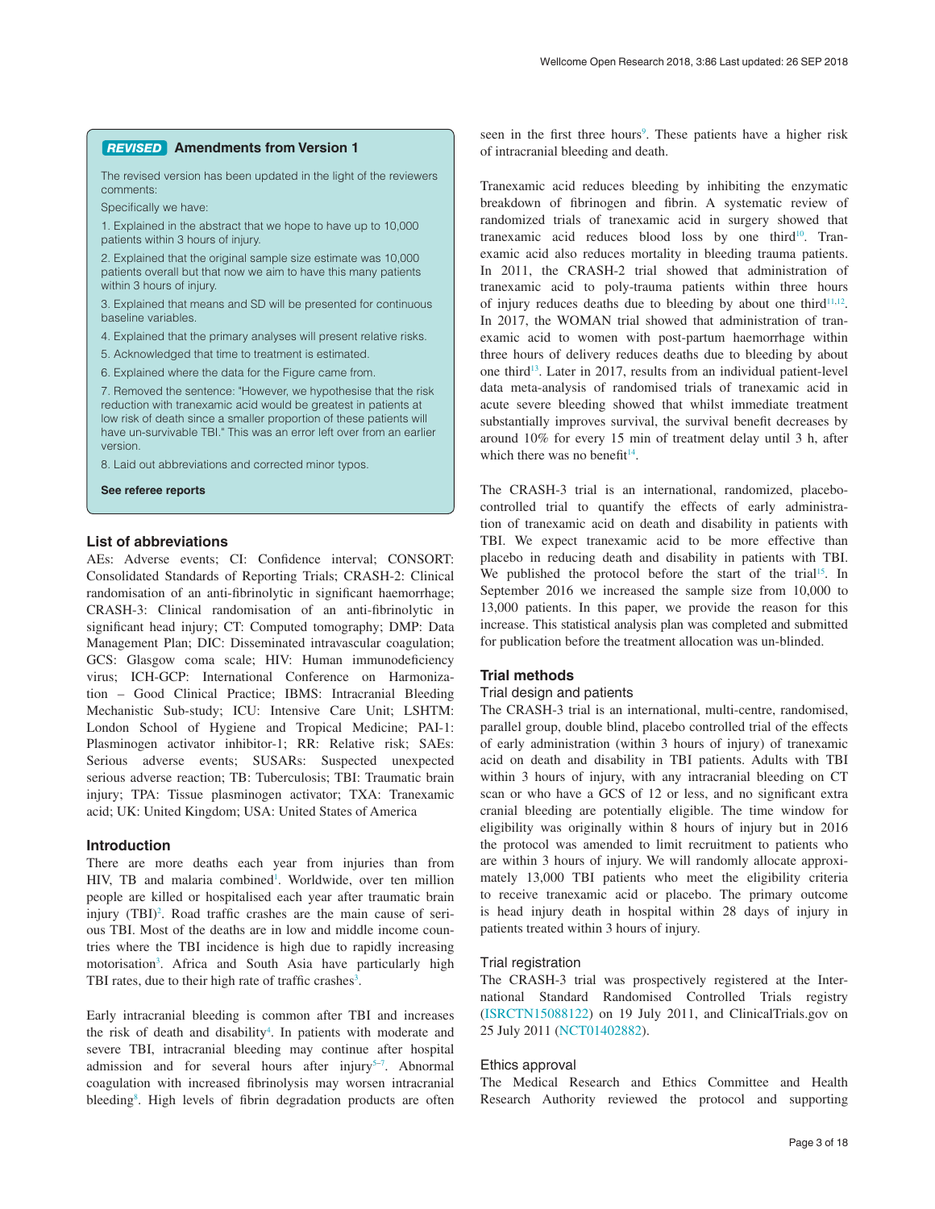## REVISED Amendments from Version 1

The revised version has been updated in the light of the reviewers comments:

Specifically we have:

1. Explained in the abstract that we hope to have up to 10,000 patients within 3 hours of injury.
2. Explained that the original sample size estimate was 10,000 patients overall but that now we aim to have this many patients within 3 hours of injury.
3. Explained that means and SD will be presented for continuous baseline variables.
4. Explained that the primary analyses will present relative risks.
5. Acknowledged that time to treatment is estimated.
6. Explained where the data for the Figure came from.
7. Removed the sentence: "However, we hypothesise that the risk reduction with tranexamic acid would be greatest in patients at low risk of death since a smaller proportion of these patients will have un-survivable TBI." This was an error left over from an earlier version.
8. Laid out abbreviations and corrected minor typos.

**See referee reports**

## List of abbreviations

AEs: Adverse events; CI: Confidence interval; CONSORT: Consolidated Standards of Reporting Trials; CRASH-2: Clinical randomisation of an anti-fibrinolytic in significant haemorrhage; CRASH-3: Clinical randomisation of an anti-fibrinolytic in significant head injury; CT: Computed tomography; DMP: Data Management Plan; DIC: Disseminated intravascular coagulation; GCS: Glasgow coma scale; HIV: Human immunodeficiency virus; ICH-GCP: International Conference on Harmonization – Good Clinical Practice; IBMS: Intracranial Bleeding Mechanistic Sub-study; ICU: Intensive Care Unit; LSHTM: London School of Hygiene and Tropical Medicine; PAI-1: Plasminogen activator inhibitor-1; RR: Relative risk; SAEs: Serious adverse events; SUSARs: Suspected unexpected serious adverse reaction; TB: Tuberculosis; TBI: Traumatic brain injury; TPA: Tissue plasminogen activator; TXA: Tranexamic acid; UK: United Kingdom; USA: United States of America

## Introduction

There are more deaths each year from injuries than from HIV, TB and malaria combined[1]. Worldwide, over ten million people are killed or hospitalised each year after traumatic brain injury (TBI)[2]. Road traffic crashes are the main cause of serious TBI. Most of the deaths are in low and middle income countries where the TBI incidence is high due to rapidly increasing motorisation[3]. Africa and South Asia have particularly high TBI rates, due to their high rate of traffic crashes[3].

Early intracranial bleeding is common after TBI and increases the risk of death and disability[4]. In patients with moderate and severe TBI, intracranial bleeding may continue after hospital admission and for several hours after injury[5–7]. Abnormal coagulation with increased fibrinolysis may worsen intracranial bleeding[8]. High levels of fibrin degradation products are often seen in the first three hours[9]. These patients have a higher risk of intracranial bleeding and death.

Tranexamic acid reduces bleeding by inhibiting the enzymatic breakdown of fibrinogen and fibrin. A systematic review of randomized trials of tranexamic acid in surgery showed that tranexamic acid reduces blood loss by one third[10]. Tranexamic acid also reduces mortality in bleeding trauma patients. In 2011, the CRASH-2 trial showed that administration of tranexamic acid to poly-trauma patients within three hours of injury reduces deaths due to bleeding by about one third[11,12]. In 2017, the WOMAN trial showed that administration of tranexamic acid to women with post-partum haemorrhage within three hours of delivery reduces deaths due to bleeding by about one third[13]. Later in 2017, results from an individual patient-level data meta-analysis of randomised trials of tranexamic acid in acute severe bleeding showed that whilst immediate treatment substantially improves survival, the survival benefit decreases by around 10% for every 15 min of treatment delay until 3 h, after which there was no benefit[14].

The CRASH-3 trial is an international, randomized, placebo-controlled trial to quantify the effects of early administration of tranexamic acid on death and disability in patients with TBI. We expect tranexamic acid to be more effective than placebo in reducing death and disability in patients with TBI. We published the protocol before the start of the trial[15]. In September 2016 we increased the sample size from 10,000 to 13,000 patients. In this paper, we provide the reason for this increase. This statistical analysis plan was completed and submitted for publication before the treatment allocation was un-blinded.

## Trial methods

### Trial design and patients

The CRASH-3 trial is an international, multi-centre, randomised, parallel group, double blind, placebo controlled trial of the effects of early administration (within 3 hours of injury) of tranexamic acid on death and disability in TBI patients. Adults with TBI within 3 hours of injury, with any intracranial bleeding on CT scan or who have a GCS of 12 or less, and no significant extra cranial bleeding are potentially eligible. The time window for eligibility was originally within 8 hours of injury but in 2016 the protocol was amended to limit recruitment to patients who are within 3 hours of injury. We will randomly allocate approximately 13,000 TBI patients who meet the eligibility criteria to receive tranexamic acid or placebo. The primary outcome is head injury death in hospital within 28 days of injury in patients treated within 3 hours of injury.

### Trial registration

The CRASH-3 trial was prospectively registered at the International Standard Randomised Controlled Trials registry (ISRCTN15088122) on 19 July 2011, and ClinicalTrials.gov on 25 July 2011 (NCT01402882).

### Ethics approval

The Medical Research and Ethics Committee and Health Research Authority reviewed the protocol and supporting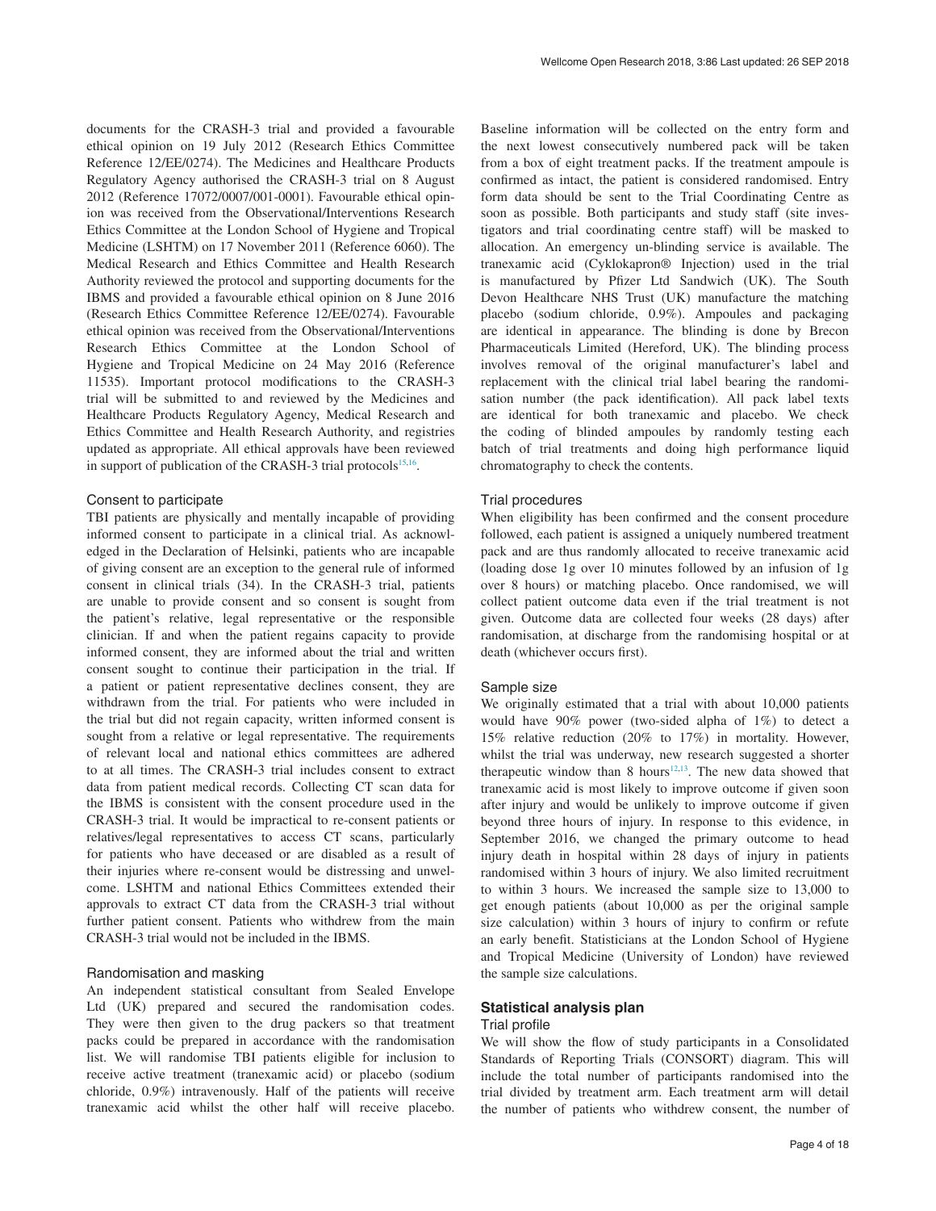documents for the CRASH-3 trial and provided a favourable ethical opinion on 19 July 2012 (Research Ethics Committee Reference 12/EE/0274). The Medicines and Healthcare Products Regulatory Agency authorised the CRASH-3 trial on 8 August 2012 (Reference 17072/0007/001-0001). Favourable ethical opinion was received from the Observational/Interventions Research Ethics Committee at the London School of Hygiene and Tropical Medicine (LSHTM) on 17 November 2011 (Reference 6060). The Medical Research and Ethics Committee and Health Research Authority reviewed the protocol and supporting documents for the IBMS and provided a favourable ethical opinion on 8 June 2016 (Research Ethics Committee Reference 12/EE/0274). Favourable ethical opinion was received from the Observational/Interventions Research Ethics Committee at the London School of Hygiene and Tropical Medicine on 24 May 2016 (Reference 11535). Important protocol modifications to the CRASH-3 trial will be submitted to and reviewed by the Medicines and Healthcare Products Regulatory Agency, Medical Research and Ethics Committee and Health Research Authority, and registries updated as appropriate. All ethical approvals have been reviewed in support of publication of the CRASH-3 trial protocols[15,16].

### Consent to participate

TBI patients are physically and mentally incapable of providing informed consent to participate in a clinical trial. As acknowledged in the Declaration of Helsinki, patients who are incapable of giving consent are an exception to the general rule of informed consent in clinical trials (34). In the CRASH-3 trial, patients are unable to provide consent and so consent is sought from the patient's relative, legal representative or the responsible clinician. If and when the patient regains capacity to provide informed consent, they are informed about the trial and written consent sought to continue their participation in the trial. If a patient or patient representative declines consent, they are withdrawn from the trial. For patients who were included in the trial but did not regain capacity, written informed consent is sought from a relative or legal representative. The requirements of relevant local and national ethics committees are adhered to at all times. The CRASH-3 trial includes consent to extract data from patient medical records. Collecting CT scan data for the IBMS is consistent with the consent procedure used in the CRASH-3 trial. It would be impractical to re-consent patients or relatives/legal representatives to access CT scans, particularly for patients who have deceased or are disabled as a result of their injuries where re-consent would be distressing and unwelcome. LSHTM and national Ethics Committees extended their approvals to extract CT data from the CRASH-3 trial without further patient consent. Patients who withdrew from the main CRASH-3 trial would not be included in the IBMS.

### Randomisation and masking

An independent statistical consultant from Sealed Envelope Ltd (UK) prepared and secured the randomisation codes. They were then given to the drug packers so that treatment packs could be prepared in accordance with the randomisation list. We will randomise TBI patients eligible for inclusion to receive active treatment (tranexamic acid) or placebo (sodium chloride, 0.9%) intravenously. Half of the patients will receive tranexamic acid whilst the other half will receive placebo. Baseline information will be collected on the entry form and the next lowest consecutively numbered pack will be taken from a box of eight treatment packs. If the treatment ampoule is confirmed as intact, the patient is considered randomised. Entry form data should be sent to the Trial Coordinating Centre as soon as possible. Both participants and study staff (site investigators and trial coordinating centre staff) will be masked to allocation. An emergency un-blinding service is available. The tranexamic acid (Cyklokapron® Injection) used in the trial is manufactured by Pfizer Ltd Sandwich (UK). The South Devon Healthcare NHS Trust (UK) manufacture the matching placebo (sodium chloride, 0.9%). Ampoules and packaging are identical in appearance. The blinding is done by Brecon Pharmaceuticals Limited (Hereford, UK). The blinding process involves removal of the original manufacturer's label and replacement with the clinical trial label bearing the randomisation number (the pack identification). All pack label texts are identical for both tranexamic and placebo. We check the coding of blinded ampoules by randomly testing each batch of trial treatments and doing high performance liquid chromatography to check the contents.

### Trial procedures

When eligibility has been confirmed and the consent procedure followed, each patient is assigned a uniquely numbered treatment pack and are thus randomly allocated to receive tranexamic acid (loading dose 1g over 10 minutes followed by an infusion of 1g over 8 hours) or matching placebo. Once randomised, we will collect patient outcome data even if the trial treatment is not given. Outcome data are collected four weeks (28 days) after randomisation, at discharge from the randomising hospital or at death (whichever occurs first).

### Sample size

We originally estimated that a trial with about 10,000 patients would have 90% power (two-sided alpha of 1%) to detect a 15% relative reduction (20% to 17%) in mortality. However, whilst the trial was underway, new research suggested a shorter therapeutic window than 8 hours[12,13]. The new data showed that tranexamic acid is most likely to improve outcome if given soon after injury and would be unlikely to improve outcome if given beyond three hours of injury. In response to this evidence, in September 2016, we changed the primary outcome to head injury death in hospital within 28 days of injury in patients randomised within 3 hours of injury. We also limited recruitment to within 3 hours. We increased the sample size to 13,000 to get enough patients (about 10,000 as per the original sample size calculation) within 3 hours of injury to confirm or refute an early benefit. Statisticians at the London School of Hygiene and Tropical Medicine (University of London) have reviewed the sample size calculations.

## Statistical analysis plan

### Trial profile

We will show the flow of study participants in a Consolidated Standards of Reporting Trials (CONSORT) diagram. This will include the total number of participants randomised into the trial divided by treatment arm. Each treatment arm will detail the number of patients who withdrew consent, the number of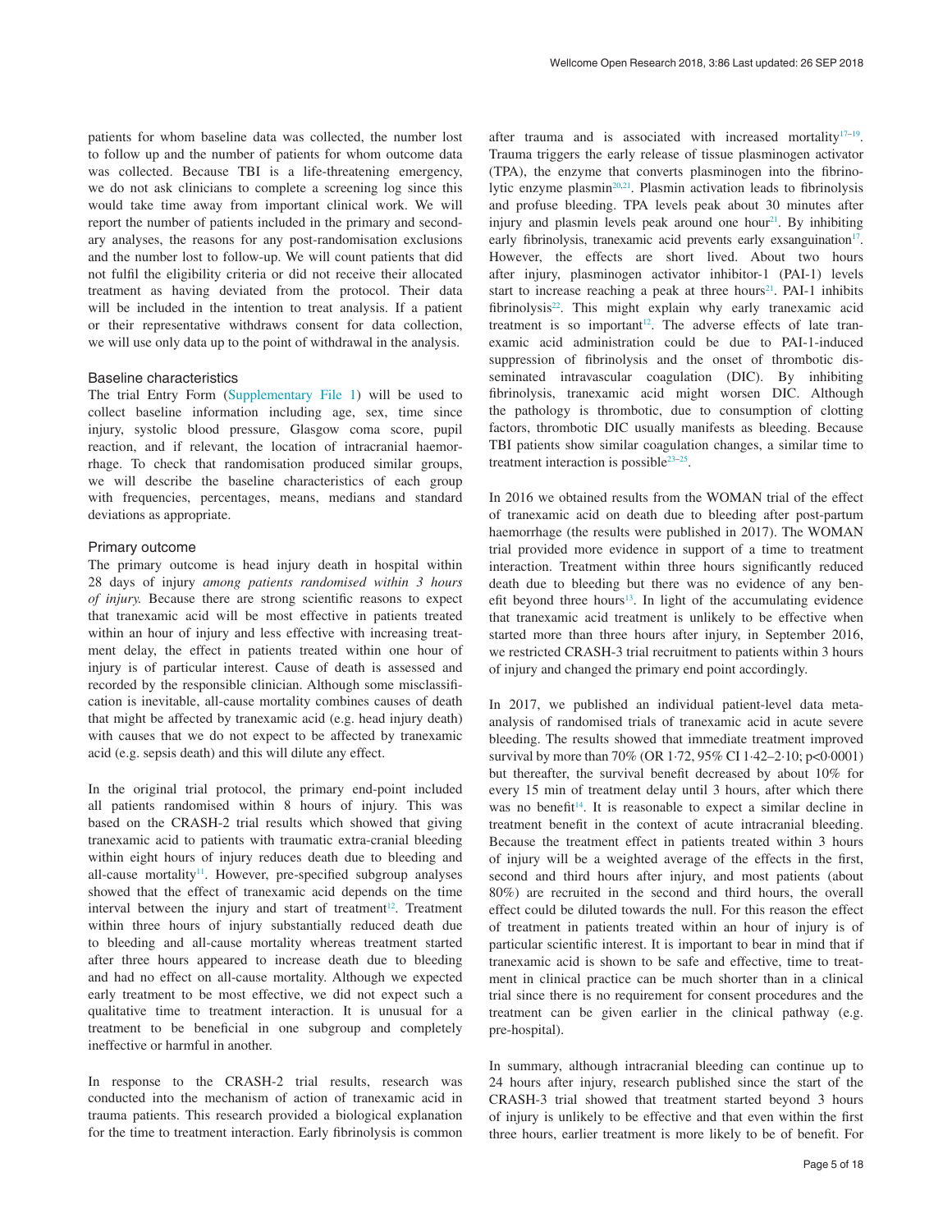patients for whom baseline data was collected, the number lost to follow up and the number of patients for whom outcome data was collected. Because TBI is a life-threatening emergency, we do not ask clinicians to complete a screening log since this would take time away from important clinical work. We will report the number of patients included in the primary and secondary analyses, the reasons for any post-randomisation exclusions and the number lost to follow-up. We will count patients that did not fulfil the eligibility criteria or did not receive their allocated treatment as having deviated from the protocol. Their data will be included in the intention to treat analysis. If a patient or their representative withdraws consent for data collection, we will use only data up to the point of withdrawal in the analysis.

### Baseline characteristics

The trial Entry Form (Supplementary File 1) will be used to collect baseline information including age, sex, time since injury, systolic blood pressure, Glasgow coma score, pupil reaction, and if relevant, the location of intracranial haemorrhage. To check that randomisation produced similar groups, we will describe the baseline characteristics of each group with frequencies, percentages, means, medians and standard deviations as appropriate.

### Primary outcome

The primary outcome is head injury death in hospital within 28 days of injury *among patients randomised within 3 hours of injury.* Because there are strong scientific reasons to expect that tranexamic acid will be most effective in patients treated within an hour of injury and less effective with increasing treatment delay, the effect in patients treated within one hour of injury is of particular interest. Cause of death is assessed and recorded by the responsible clinician. Although some misclassification is inevitable, all-cause mortality combines causes of death that might be affected by tranexamic acid (e.g. head injury death) with causes that we do not expect to be affected by tranexamic acid (e.g. sepsis death) and this will dilute any effect.

In the original trial protocol, the primary end-point included all patients randomised within 8 hours of injury. This was based on the CRASH-2 trial results which showed that giving tranexamic acid to patients with traumatic extra-cranial bleeding within eight hours of injury reduces death due to bleeding and all-cause mortality[11]. However, pre-specified subgroup analyses showed that the effect of tranexamic acid depends on the time interval between the injury and start of treatment[12]. Treatment within three hours of injury substantially reduced death due to bleeding and all-cause mortality whereas treatment started after three hours appeared to increase death due to bleeding and had no effect on all-cause mortality. Although we expected early treatment to be most effective, we did not expect such a qualitative time to treatment interaction. It is unusual for a treatment to be beneficial in one subgroup and completely ineffective or harmful in another.

In response to the CRASH-2 trial results, research was conducted into the mechanism of action of tranexamic acid in trauma patients. This research provided a biological explanation for the time to treatment interaction. Early fibrinolysis is common after trauma and is associated with increased mortality[17–19]. Trauma triggers the early release of tissue plasminogen activator (TPA), the enzyme that converts plasminogen into the fibrinolytic enzyme plasmin[20,21]. Plasmin activation leads to fibrinolysis and profuse bleeding. TPA levels peak about 30 minutes after injury and plasmin levels peak around one hour[21]. By inhibiting early fibrinolysis, tranexamic acid prevents early exsanguination[17]. However, the effects are short lived. About two hours after injury, plasminogen activator inhibitor-1 (PAI-1) levels start to increase reaching a peak at three hours[21]. PAI-1 inhibits fibrinolysis[22]. This might explain why early tranexamic acid treatment is so important[12]. The adverse effects of late tranexamic acid administration could be due to PAI-1-induced suppression of fibrinolysis and the onset of thrombotic disseminated intravascular coagulation (DIC). By inhibiting fibrinolysis, tranexamic acid might worsen DIC. Although the pathology is thrombotic, due to consumption of clotting factors, thrombotic DIC usually manifests as bleeding. Because TBI patients show similar coagulation changes, a similar time to treatment interaction is possible[23–25].

In 2016 we obtained results from the WOMAN trial of the effect of tranexamic acid on death due to bleeding after post-partum haemorrhage (the results were published in 2017). The WOMAN trial provided more evidence in support of a time to treatment interaction. Treatment within three hours significantly reduced death due to bleeding but there was no evidence of any benefit beyond three hours[13]. In light of the accumulating evidence that tranexamic acid treatment is unlikely to be effective when started more than three hours after injury, in September 2016, we restricted CRASH-3 trial recruitment to patients within 3 hours of injury and changed the primary end point accordingly.

In 2017, we published an individual patient-level data meta-analysis of randomised trials of tranexamic acid in acute severe bleeding. The results showed that immediate treatment improved survival by more than 70% (OR 1·72, 95% CI 1·42–2·10; p<0·0001) but thereafter, the survival benefit decreased by about 10% for every 15 min of treatment delay until 3 hours, after which there was no benefit[14]. It is reasonable to expect a similar decline in treatment benefit in the context of acute intracranial bleeding. Because the treatment effect in patients treated within 3 hours of injury will be a weighted average of the effects in the first, second and third hours after injury, and most patients (about 80%) are recruited in the second and third hours, the overall effect could be diluted towards the null. For this reason the effect of treatment in patients treated within an hour of injury is of particular scientific interest. It is important to bear in mind that if tranexamic acid is shown to be safe and effective, time to treatment in clinical practice can be much shorter than in a clinical trial since there is no requirement for consent procedures and the treatment can be given earlier in the clinical pathway (e.g. pre-hospital).

In summary, although intracranial bleeding can continue up to 24 hours after injury, research published since the start of the CRASH-3 trial showed that treatment started beyond 3 hours of injury is unlikely to be effective and that even within the first three hours, earlier treatment is more likely to be of benefit. For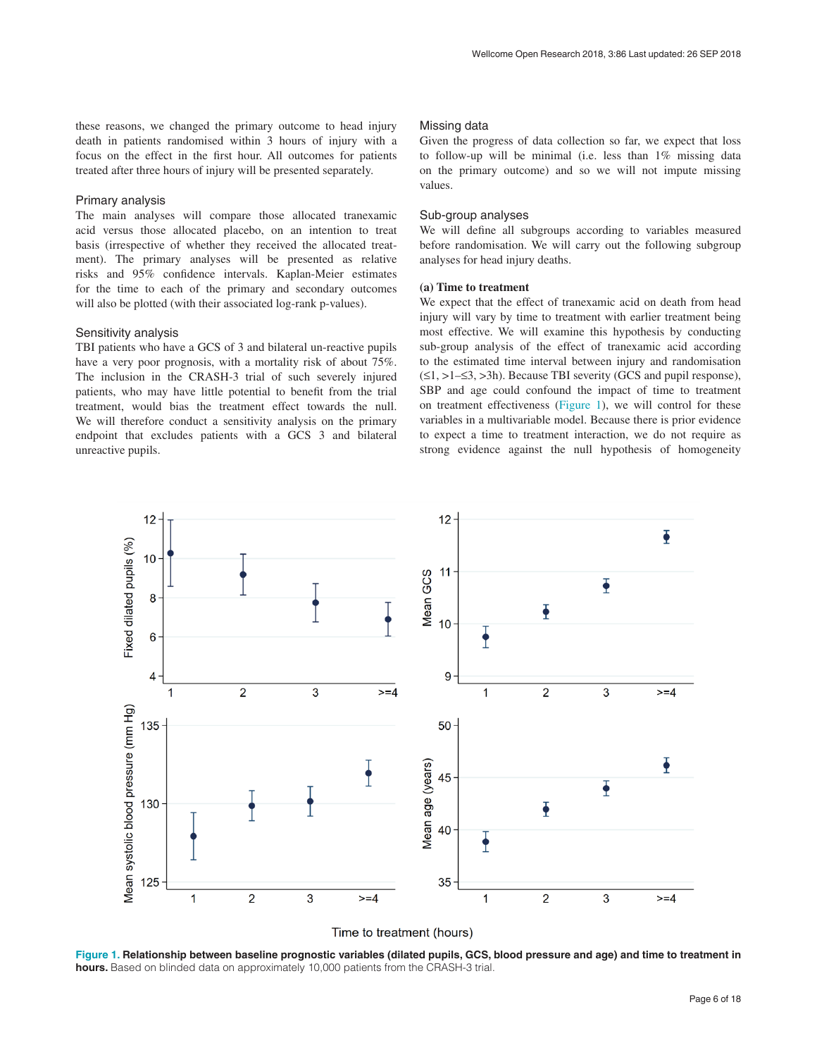these reasons, we changed the primary outcome to head injury death in patients randomised within 3 hours of injury with a focus on the effect in the first hour. All outcomes for patients treated after three hours of injury will be presented separately.

### Primary analysis

The main analyses will compare those allocated tranexamic acid versus those allocated placebo, on an intention to treat basis (irrespective of whether they received the allocated treatment). The primary analyses will be presented as relative risks and 95% confidence intervals. Kaplan-Meier estimates for the time to each of the primary and secondary outcomes will also be plotted (with their associated log-rank p-values).

### Sensitivity analysis

TBI patients who have a GCS of 3 and bilateral un-reactive pupils have a very poor prognosis, with a mortality risk of about 75%. The inclusion in the CRASH-3 trial of such severely injured patients, who may have little potential to benefit from the trial treatment, would bias the treatment effect towards the null. We will therefore conduct a sensitivity analysis on the primary endpoint that excludes patients with a GCS 3 and bilateral unreactive pupils.

### Missing data

Given the progress of data collection so far, we expect that loss to follow-up will be minimal (i.e. less than 1% missing data on the primary outcome) and so we will not impute missing values.

### Sub-group analyses

We will define all subgroups according to variables measured before randomisation. We will carry out the following subgroup analyses for head injury deaths.

**(a) Time to treatment**

We expect that the effect of tranexamic acid on death from head injury will vary by time to treatment with earlier treatment being most effective. We will examine this hypothesis by conducting sub-group analysis of the effect of tranexamic acid according to the estimated time interval between injury and randomisation (≤1, >1–≤3, >3h). Because TBI severity (GCS and pupil response), SBP and age could confound the impact of time to treatment on treatment effectiveness (Figure 1), we will control for these variables in a multivariable model. Because there is prior evidence to expect a time to treatment interaction, we do not require as strong evidence against the null hypothesis of homogeneity

**Figure 1. Relationship between baseline prognostic variables (dilated pupils, GCS, blood pressure and age) and time to treatment in hours.** Based on blinded data on approximately 10,000 patients from the CRASH-3 trial.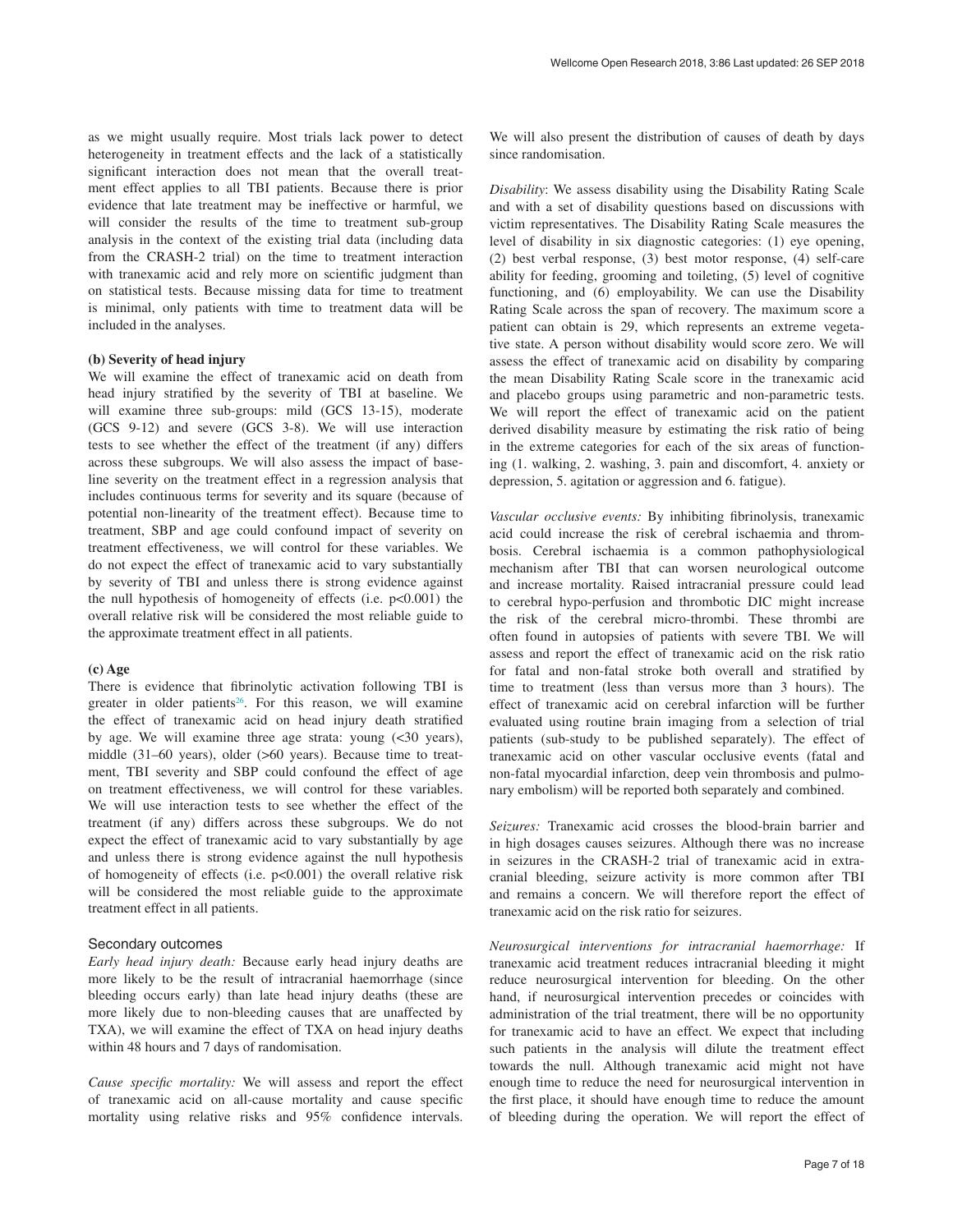as we might usually require. Most trials lack power to detect heterogeneity in treatment effects and the lack of a statistically significant interaction does not mean that the overall treatment effect applies to all TBI patients. Because there is prior evidence that late treatment may be ineffective or harmful, we will consider the results of the time to treatment sub-group analysis in the context of the existing trial data (including data from the CRASH-2 trial) on the time to treatment interaction with tranexamic acid and rely more on scientific judgment than on statistical tests. Because missing data for time to treatment is minimal, only patients with time to treatment data will be included in the analyses.

**(b) Severity of head injury**

We will examine the effect of tranexamic acid on death from head injury stratified by the severity of TBI at baseline. We will examine three sub-groups: mild (GCS 13-15), moderate (GCS 9-12) and severe (GCS 3-8). We will use interaction tests to see whether the effect of the treatment (if any) differs across these subgroups. We will also assess the impact of baseline severity on the treatment effect in a regression analysis that includes continuous terms for severity and its square (because of potential non-linearity of the treatment effect). Because time to treatment, SBP and age could confound impact of severity on treatment effectiveness, we will control for these variables. We do not expect the effect of tranexamic acid to vary substantially by severity of TBI and unless there is strong evidence against the null hypothesis of homogeneity of effects (i.e. $p<0.001$) the overall relative risk will be considered the most reliable guide to the approximate treatment effect in all patients.

**(c) Age**

There is evidence that fibrinolytic activation following TBI is greater in older patients[26]. For this reason, we will examine the effect of tranexamic acid on head injury death stratified by age. We will examine three age strata: young (<30 years), middle (31–60 years), older (>60 years). Because time to treatment, TBI severity and SBP could confound the effect of age on treatment effectiveness, we will control for these variables. We will use interaction tests to see whether the effect of the treatment (if any) differs across these subgroups. We do not expect the effect of tranexamic acid to vary substantially by age and unless there is strong evidence against the null hypothesis of homogeneity of effects (i.e. $p<0.001$) the overall relative risk will be considered the most reliable guide to the approximate treatment effect in all patients.

### Secondary outcomes

*Early head injury death:* Because early head injury deaths are more likely to be the result of intracranial haemorrhage (since bleeding occurs early) than late head injury deaths (these are more likely due to non-bleeding causes that are unaffected by TXA), we will examine the effect of TXA on head injury deaths within 48 hours and 7 days of randomisation.

*Cause specific mortality:* We will assess and report the effect of tranexamic acid on all-cause mortality and cause specific mortality using relative risks and 95% confidence intervals. We will also present the distribution of causes of death by days since randomisation.

*Disability*: We assess disability using the Disability Rating Scale and with a set of disability questions based on discussions with victim representatives. The Disability Rating Scale measures the level of disability in six diagnostic categories: (1) eye opening, (2) best verbal response, (3) best motor response, (4) self-care ability for feeding, grooming and toileting, (5) level of cognitive functioning, and (6) employability. We can use the Disability Rating Scale across the span of recovery. The maximum score a patient can obtain is 29, which represents an extreme vegetative state. A person without disability would score zero. We will assess the effect of tranexamic acid on disability by comparing the mean Disability Rating Scale score in the tranexamic acid and placebo groups using parametric and non-parametric tests. We will report the effect of tranexamic acid on the patient derived disability measure by estimating the risk ratio of being in the extreme categories for each of the six areas of functioning (1. walking, 2. washing, 3. pain and discomfort, 4. anxiety or depression, 5. agitation or aggression and 6. fatigue).

*Vascular occlusive events:* By inhibiting fibrinolysis, tranexamic acid could increase the risk of cerebral ischaemia and thrombosis. Cerebral ischaemia is a common pathophysiological mechanism after TBI that can worsen neurological outcome and increase mortality. Raised intracranial pressure could lead to cerebral hypo-perfusion and thrombotic DIC might increase the risk of the cerebral micro-thrombi. These thrombi are often found in autopsies of patients with severe TBI. We will assess and report the effect of tranexamic acid on the risk ratio for fatal and non-fatal stroke both overall and stratified by time to treatment (less than versus more than 3 hours). The effect of tranexamic acid on cerebral infarction will be further evaluated using routine brain imaging from a selection of trial patients (sub-study to be published separately). The effect of tranexamic acid on other vascular occlusive events (fatal and non-fatal myocardial infarction, deep vein thrombosis and pulmonary embolism) will be reported both separately and combined.

*Seizures:* Tranexamic acid crosses the blood-brain barrier and in high dosages causes seizures. Although there was no increase in seizures in the CRASH-2 trial of tranexamic acid in extracranial bleeding, seizure activity is more common after TBI and remains a concern. We will therefore report the effect of tranexamic acid on the risk ratio for seizures.

*Neurosurgical interventions for intracranial haemorrhage:* If tranexamic acid treatment reduces intracranial bleeding it might reduce neurosurgical intervention for bleeding. On the other hand, if neurosurgical intervention precedes or coincides with administration of the trial treatment, there will be no opportunity for tranexamic acid to have an effect. We expect that including such patients in the analysis will dilute the treatment effect towards the null. Although tranexamic acid might not have enough time to reduce the need for neurosurgical intervention in the first place, it should have enough time to reduce the amount of bleeding during the operation. We will report the effect of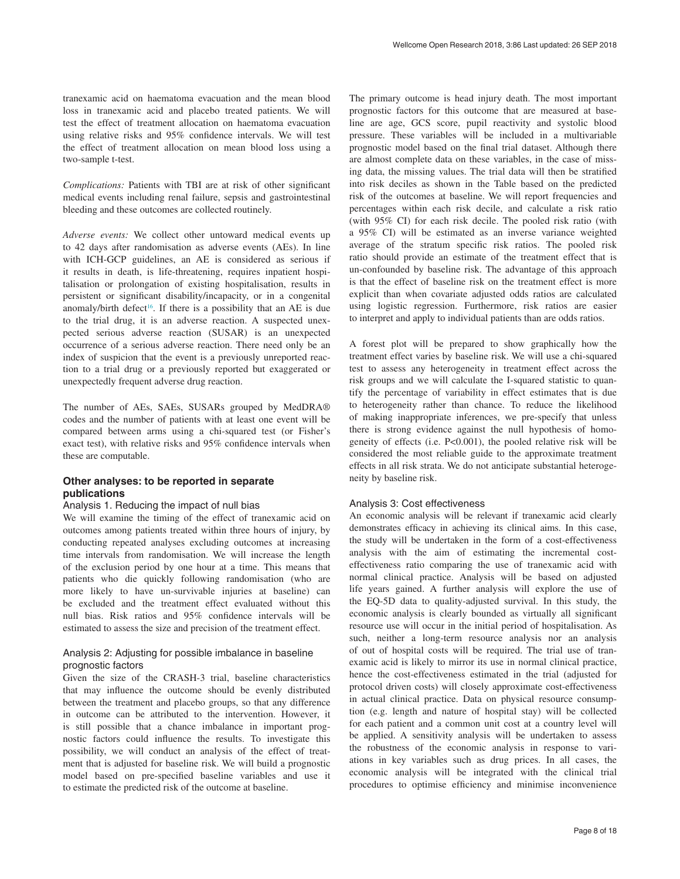tranexamic acid on haematoma evacuation and the mean blood loss in tranexamic acid and placebo treated patients. We will test the effect of treatment allocation on haematoma evacuation using relative risks and 95% confidence intervals. We will test the effect of treatment allocation on mean blood loss using a two-sample t-test.

*Complications:* Patients with TBI are at risk of other significant medical events including renal failure, sepsis and gastrointestinal bleeding and these outcomes are collected routinely.

*Adverse events:* We collect other untoward medical events up to 42 days after randomisation as adverse events (AEs). In line with ICH-GCP guidelines, an AE is considered as serious if it results in death, is life-threatening, requires inpatient hospitalisation or prolongation of existing hospitalisation, results in persistent or significant disability/incapacity, or in a congenital anomaly/birth defect[16]. If there is a possibility that an AE is due to the trial drug, it is an adverse reaction. A suspected unexpected serious adverse reaction (SUSAR) is an unexpected occurrence of a serious adverse reaction. There need only be an index of suspicion that the event is a previously unreported reaction to a trial drug or a previously reported but exaggerated or unexpectedly frequent adverse drug reaction.

The number of AEs, SAEs, SUSARs grouped by MedDRA® codes and the number of patients with at least one event will be compared between arms using a chi-squared test (or Fisher's exact test), with relative risks and 95% confidence intervals when these are computable.

## Other analyses: to be reported in separate publications

### Analysis 1. Reducing the impact of null bias

We will examine the timing of the effect of tranexamic acid on outcomes among patients treated within three hours of injury, by conducting repeated analyses excluding outcomes at increasing time intervals from randomisation. We will increase the length of the exclusion period by one hour at a time. This means that patients who die quickly following randomisation (who are more likely to have un-survivable injuries at baseline) can be excluded and the treatment effect evaluated without this null bias. Risk ratios and 95% confidence intervals will be estimated to assess the size and precision of the treatment effect.

### Analysis 2: Adjusting for possible imbalance in baseline prognostic factors

Given the size of the CRASH-3 trial, baseline characteristics that may influence the outcome should be evenly distributed between the treatment and placebo groups, so that any difference in outcome can be attributed to the intervention. However, it is still possible that a chance imbalance in important prognostic factors could influence the results. To investigate this possibility, we will conduct an analysis of the effect of treatment that is adjusted for baseline risk. We will build a prognostic model based on pre-specified baseline variables and use it to estimate the predicted risk of the outcome at baseline.

The primary outcome is head injury death. The most important prognostic factors for this outcome that are measured at baseline are age, GCS score, pupil reactivity and systolic blood pressure. These variables will be included in a multivariable prognostic model based on the final trial dataset. Although there are almost complete data on these variables, in the case of missing data, the missing values. The trial data will then be stratified into risk deciles as shown in the Table based on the predicted risk of the outcomes at baseline. We will report frequencies and percentages within each risk decile, and calculate a risk ratio (with 95% CI) for each risk decile. The pooled risk ratio (with a 95% CI) will be estimated as an inverse variance weighted average of the stratum specific risk ratios. The pooled risk ratio should provide an estimate of the treatment effect that is un-confounded by baseline risk. The advantage of this approach is that the effect of baseline risk on the treatment effect is more explicit than when covariate adjusted odds ratios are calculated using logistic regression. Furthermore, risk ratios are easier to interpret and apply to individual patients than are odds ratios.

A forest plot will be prepared to show graphically how the treatment effect varies by baseline risk. We will use a chi-squared test to assess any heterogeneity in treatment effect across the risk groups and we will calculate the I-squared statistic to quantify the percentage of variability in effect estimates that is due to heterogeneity rather than chance. To reduce the likelihood of making inappropriate inferences, we pre-specify that unless there is strong evidence against the null hypothesis of homogeneity of effects (i.e. $P<0.001$), the pooled relative risk will be considered the most reliable guide to the approximate treatment effects in all risk strata. We do not anticipate substantial heterogeneity by baseline risk.

### Analysis 3: Cost effectiveness

An economic analysis will be relevant if tranexamic acid clearly demonstrates efficacy in achieving its clinical aims. In this case, the study will be undertaken in the form of a cost-effectiveness analysis with the aim of estimating the incremental cost-effectiveness ratio comparing the use of tranexamic acid with normal clinical practice. Analysis will be based on adjusted life years gained. A further analysis will explore the use of the EQ-5D data to quality-adjusted survival. In this study, the economic analysis is clearly bounded as virtually all significant resource use will occur in the initial period of hospitalisation. As such, neither a long-term resource analysis nor an analysis of out of hospital costs will be required. The trial use of tranexamic acid is likely to mirror its use in normal clinical practice, hence the cost-effectiveness estimated in the trial (adjusted for protocol driven costs) will closely approximate cost-effectiveness in actual clinical practice. Data on physical resource consumption (e.g. length and nature of hospital stay) will be collected for each patient and a common unit cost at a country level will be applied. A sensitivity analysis will be undertaken to assess the robustness of the economic analysis in response to variations in key variables such as drug prices. In all cases, the economic analysis will be integrated with the clinical trial procedures to optimise efficiency and minimise inconvenience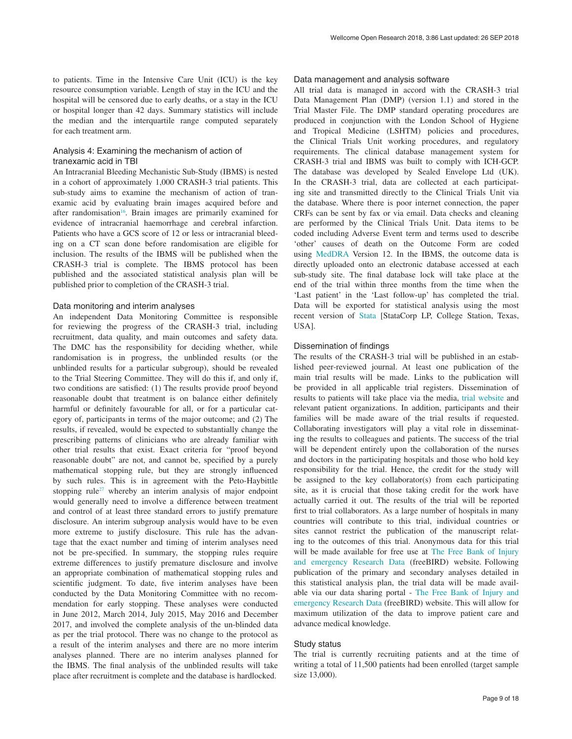to patients. Time in the Intensive Care Unit (ICU) is the key resource consumption variable. Length of stay in the ICU and the hospital will be censored due to early deaths, or a stay in the ICU or hospital longer than 42 days. Summary statistics will include the median and the interquartile range computed separately for each treatment arm.

### Analysis 4: Examining the mechanism of action of tranexamic acid in TBI

An Intracranial Bleeding Mechanistic Sub-Study (IBMS) is nested in a cohort of approximately 1,000 CRASH-3 trial patients. This sub-study aims to examine the mechanism of action of tranexamic acid by evaluating brain images acquired before and after randomisation[16]. Brain images are primarily examined for evidence of intracranial haemorrhage and cerebral infarction. Patients who have a GCS score of 12 or less or intracranial bleeding on a CT scan done before randomisation are eligible for inclusion. The results of the IBMS will be published when the CRASH-3 trial is complete. The IBMS protocol has been published and the associated statistical analysis plan will be published prior to completion of the CRASH-3 trial.

### Data monitoring and interim analyses

An independent Data Monitoring Committee is responsible for reviewing the progress of the CRASH-3 trial, including recruitment, data quality, and main outcomes and safety data. The DMC has the responsibility for deciding whether, while randomisation is in progress, the unblinded results (or the unblinded results for a particular subgroup), should be revealed to the Trial Steering Committee. They will do this if, and only if, two conditions are satisfied: (1) The results provide proof beyond reasonable doubt that treatment is on balance either definitely harmful or definitely favourable for all, or for a particular category of, participants in terms of the major outcome; and (2) The results, if revealed, would be expected to substantially change the prescribing patterns of clinicians who are already familiar with other trial results that exist. Exact criteria for "proof beyond reasonable doubt" are not, and cannot be, specified by a purely mathematical stopping rule, but they are strongly influenced by such rules. This is in agreement with the Peto-Haybittle stopping rule[27] whereby an interim analysis of major endpoint would generally need to involve a difference between treatment and control of at least three standard errors to justify premature disclosure. An interim subgroup analysis would have to be even more extreme to justify disclosure. This rule has the advantage that the exact number and timing of interim analyses need not be pre-specified. In summary, the stopping rules require extreme differences to justify premature disclosure and involve an appropriate combination of mathematical stopping rules and scientific judgment. To date, five interim analyses have been conducted by the Data Monitoring Committee with no recommendation for early stopping. These analyses were conducted in June 2012, March 2014, July 2015, May 2016 and December 2017, and involved the complete analysis of the un-blinded data as per the trial protocol. There was no change to the protocol as a result of the interim analyses and there are no more interim analyses planned. There are no interim analyses planned for the IBMS. The final analysis of the unblinded results will take place after recruitment is complete and the database is hardlocked.

### Data management and analysis software

All trial data is managed in accord with the CRASH-3 trial Data Management Plan (DMP) (version 1.1) and stored in the Trial Master File. The DMP standard operating procedures are produced in conjunction with the London School of Hygiene and Tropical Medicine (LSHTM) policies and procedures, the Clinical Trials Unit working procedures, and regulatory requirements. The clinical database management system for CRASH-3 trial and IBMS was built to comply with ICH-GCP. The database was developed by Sealed Envelope Ltd (UK). In the CRASH-3 trial, data are collected at each participating site and transmitted directly to the Clinical Trials Unit via the database. Where there is poor internet connection, the paper CRFs can be sent by fax or via email. Data checks and cleaning are performed by the Clinical Trials Unit. Data items to be coded including Adverse Event term and terms used to describe 'other' causes of death on the Outcome Form are coded using MedDRA Version 12. In the IBMS, the outcome data is directly uploaded onto an electronic database accessed at each sub-study site. The final database lock will take place at the end of the trial within three months from the time when the 'Last patient' in the 'Last follow-up' has completed the trial. Data will be exported for statistical analysis using the most recent version of Stata [StataCorp LP, College Station, Texas, USA].

### Dissemination of findings

The results of the CRASH-3 trial will be published in an established peer-reviewed journal. At least one publication of the main trial results will be made. Links to the publication will be provided in all applicable trial registers. Dissemination of results to patients will take place via the media, trial website and relevant patient organizations. In addition, participants and their families will be made aware of the trial results if requested. Collaborating investigators will play a vital role in disseminating the results to colleagues and patients. The success of the trial will be dependent entirely upon the collaboration of the nurses and doctors in the participating hospitals and those who hold key responsibility for the trial. Hence, the credit for the study will be assigned to the key collaborator(s) from each participating site, as it is crucial that those taking credit for the work have actually carried it out. The results of the trial will be reported first to trial collaborators. As a large number of hospitals in many countries will contribute to this trial, individual countries or sites cannot restrict the publication of the manuscript relating to the outcomes of this trial. Anonymous data for this trial will be made available for free use at The Free Bank of Injury and emergency Research Data (freeBIRD) website. Following publication of the primary and secondary analyses detailed in this statistical analysis plan, the trial data will be made available via our data sharing portal - The Free Bank of Injury and emergency Research Data (freeBIRD) website. This will allow for maximum utilization of the data to improve patient care and advance medical knowledge.

### Study status

The trial is currently recruiting patients and at the time of writing a total of 11,500 patients had been enrolled (target sample size 13,000).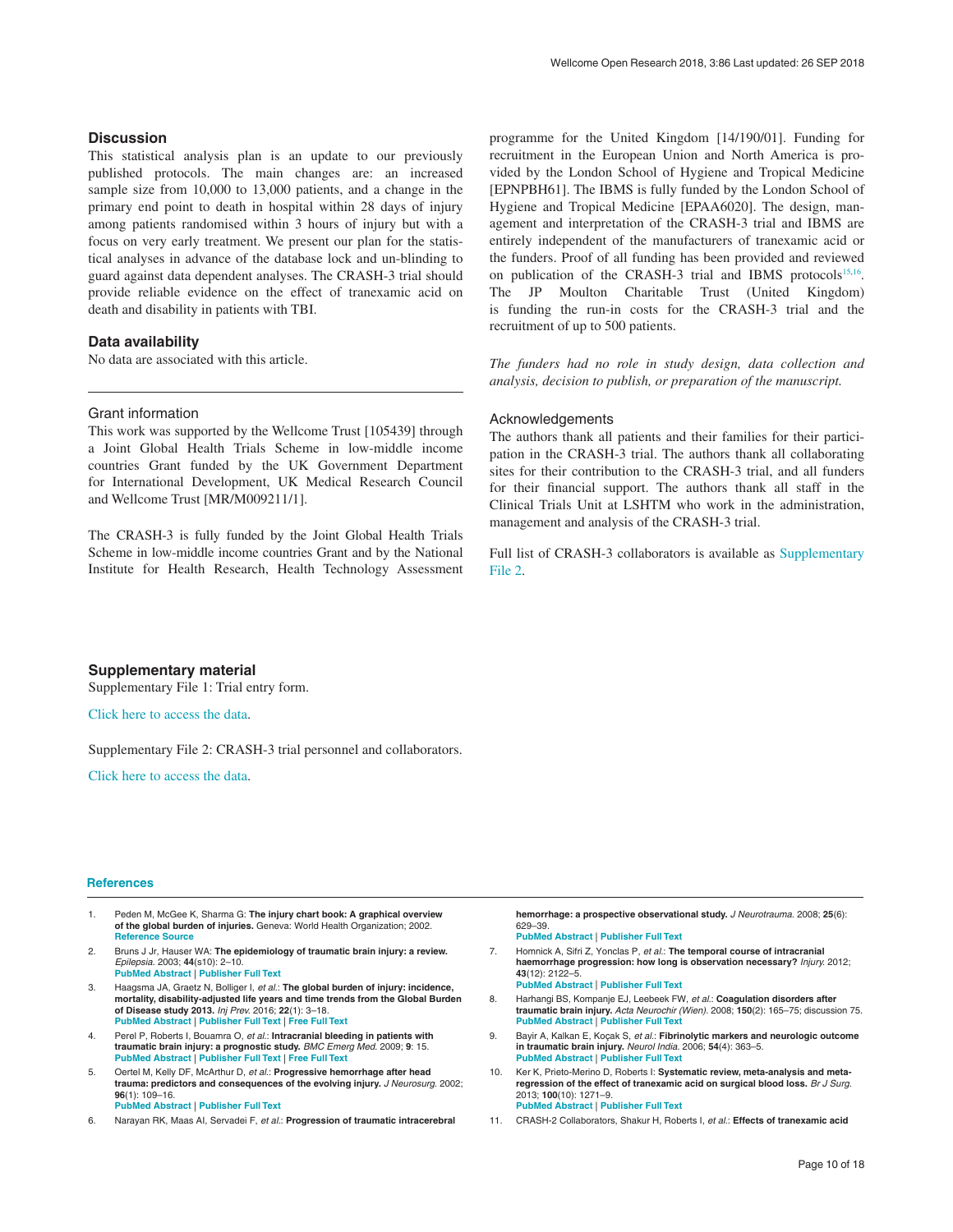## Discussion

This statistical analysis plan is an update to our previously published protocols. The main changes are: an increased sample size from 10,000 to 13,000 patients, and a change in the primary end point to death in hospital within 28 days of injury among patients randomised within 3 hours of injury but with a focus on very early treatment. We present our plan for the statistical analyses in advance of the database lock and un-blinding to guard against data dependent analyses. The CRASH-3 trial should provide reliable evidence on the effect of tranexamic acid on death and disability in patients with TBI.

## Data availability

No data are associated with this article.

### Grant information

This work was supported by the Wellcome Trust [105439] through a Joint Global Health Trials Scheme in low-middle income countries Grant funded by the UK Government Department for International Development, UK Medical Research Council and Wellcome Trust [MR/M009211/1].

The CRASH-3 is fully funded by the Joint Global Health Trials Scheme in low-middle income countries Grant and by the National Institute for Health Research, Health Technology Assessment programme for the United Kingdom [14/190/01]. Funding for recruitment in the European Union and North America is provided by the London School of Hygiene and Tropical Medicine [EPNPBH61]. The IBMS is fully funded by the London School of Hygiene and Tropical Medicine [EPAA6020]. The design, management and interpretation of the CRASH-3 trial and IBMS are entirely independent of the manufacturers of tranexamic acid or the funders. Proof of all funding has been provided and reviewed on publication of the CRASH-3 trial and IBMS protocols[15,16]. The JP Moulton Charitable Trust (United Kingdom) is funding the run-in costs for the CRASH-3 trial and the recruitment of up to 500 patients.

*The funders had no role in study design, data collection and analysis, decision to publish, or preparation of the manuscript.*

### Acknowledgements

The authors thank all patients and their families for their participation in the CRASH-3 trial. The authors thank all collaborating sites for their contribution to the CRASH-3 trial, and all funders for their financial support. The authors thank all staff in the Clinical Trials Unit at LSHTM who work in the administration, management and analysis of the CRASH-3 trial.

Full list of CRASH-3 collaborators is available as Supplementary File 2.

## Supplementary material

Supplementary File 1: Trial entry form.

Click here to access the data.

Supplementary File 2: CRASH-3 trial personnel and collaborators.

Click here to access the data.

## References

1. Peden M, McGee K, Sharma G: **The injury chart book: A graphical overview of the global burden of injuries.** Geneva: World Health Organization; 2002. Reference Source
2. Bruns J Jr, Hauser WA: **The epidemiology of traumatic brain injury: a review.** *Epilepsia.* 2003; **44**(s10): 2–10. PubMed Abstract | Publisher Full Text
3. Haagsma JA, Graetz N, Bolliger I, *et al.*: **The global burden of injury: incidence, mortality, disability-adjusted life years and time trends from the Global Burden of Disease study 2013.** *Inj Prev.* 2016; **22**(1): 3–18. PubMed Abstract | Publisher Full Text | Free Full Text
4. Perel P, Roberts I, Bouamra O, *et al.*: **Intracranial bleeding in patients with traumatic brain injury: a prognostic study.** *BMC Emerg Med.* 2009; **9**: 15. PubMed Abstract | Publisher Full Text | Free Full Text
5. Oertel M, Kelly DF, McArthur D, *et al.*: **Progressive hemorrhage after head trauma: predictors and consequences of the evolving injury.** *J Neurosurg.* 2002; **96**(1): 109–16. PubMed Abstract | Publisher Full Text
6. Narayan RK, Maas AI, Servadei F, *et al.*: **Progression of traumatic intracerebral hemorrhage: a prospective observational study.** *J Neurotrauma.* 2008; **25**(6): 629–39. PubMed Abstract | Publisher Full Text
7. Homnick A, Sifri Z, Yonclas P, *et al.*: **The temporal course of intracranial haemorrhage progression: how long is observation necessary?** *Injury.* 2012; **43**(12): 2122–5. PubMed Abstract | Publisher Full Text
8. Harhangi BS, Kompanje EJ, Leebeek FW, *et al.*: **Coagulation disorders after traumatic brain injury.** *Acta Neurochir (Wien).* 2008; **150**(2): 165–75; discussion 75. PubMed Abstract | Publisher Full Text
9. Bayir A, Kalkan E, Koçak S, *et al.*: **Fibrinolytic markers and neurologic outcome in traumatic brain injury.** *Neurol India.* 2006; **54**(4): 363–5. PubMed Abstract | Publisher Full Text
10. Ker K, Prieto-Merino D, Roberts I: **Systematic review, meta-analysis and meta-regression of the effect of tranexamic acid on surgical blood loss.** *Br J Surg.* 2013; **100**(10): 1271–9. PubMed Abstract | Publisher Full Text
11. CRASH-2 Collaborators, Shakur H, Roberts I, *et al.*: **Effects of tranexamic acid**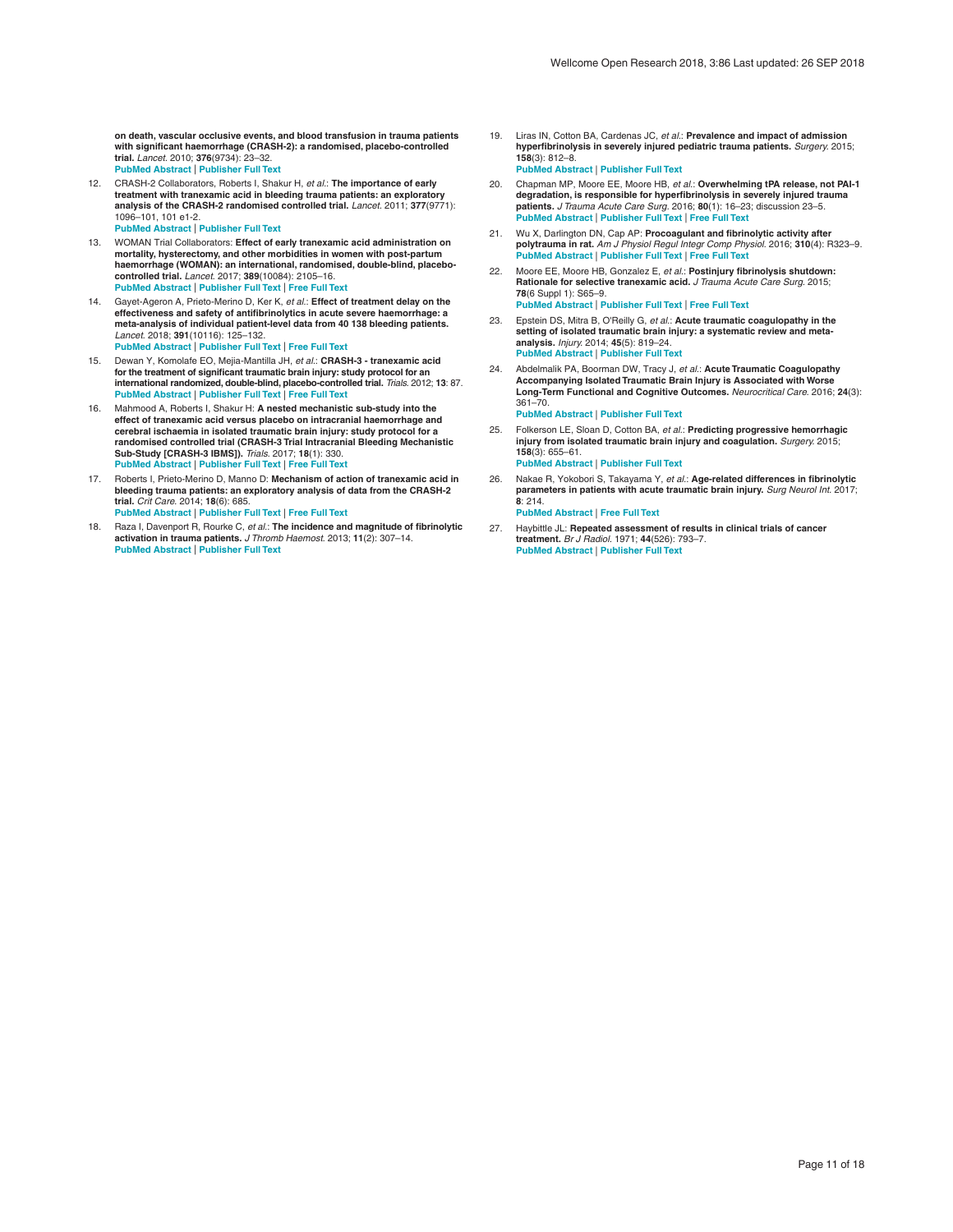on death, vascular occlusive events, and blood transfusion in trauma patients with significant haemorrhage (CRASH-2): a randomised, placebo-controlled trial. *Lancet.* 2010; **376**(9734): 23–32.
PubMed Abstract | Publisher Full Text

12. CRASH-2 Collaborators, Roberts I, Shakur H, *et al.*: **The importance of early treatment with tranexamic acid in bleeding trauma patients: an exploratory analysis of the CRASH-2 randomised controlled trial.** *Lancet.* 2011; **377**(9771): 1096–101, 101 e1-2.
PubMed Abstract | Publisher Full Text

13. WOMAN Trial Collaborators: **Effect of early tranexamic acid administration on mortality, hysterectomy, and other morbidities in women with post-partum haemorrhage (WOMAN): an international, randomised, double-blind, placebo-controlled trial.** *Lancet.* 2017; **389**(10084): 2105–16.
PubMed Abstract | Publisher Full Text | Free Full Text

14. Gayet-Ageron A, Prieto-Merino D, Ker K, *et al.*: **Effect of treatment delay on the effectiveness and safety of antifibrinolytics in acute severe haemorrhage: a meta-analysis of individual patient-level data from 40 138 bleeding patients.** *Lancet.* 2018; **391**(10116): 125–132.
PubMed Abstract | Publisher Full Text | Free Full Text

15. Dewan Y, Komolafe EO, Mejia-Mantilla JH, *et al.*: **CRASH-3 - tranexamic acid for the treatment of significant traumatic brain injury: study protocol for an international randomized, double-blind, placebo-controlled trial.** *Trials.* 2012; **13**: 87.
PubMed Abstract | Publisher Full Text | Free Full Text

16. Mahmood A, Roberts I, Shakur H: **A nested mechanistic sub-study into the effect of tranexamic acid versus placebo on intracranial haemorrhage and cerebral ischaemia in isolated traumatic brain injury: study protocol for a randomised controlled trial (CRASH-3 Trial Intracranial Bleeding Mechanistic Sub-Study [CRASH-3 IBMS]).** *Trials.* 2017; **18**(1): 330.
PubMed Abstract | Publisher Full Text | Free Full Text

17. Roberts I, Prieto-Merino D, Manno D: **Mechanism of action of tranexamic acid in bleeding trauma patients: an exploratory analysis of data from the CRASH-2 trial.** *Crit Care.* 2014; **18**(6): 685.
PubMed Abstract | Publisher Full Text | Free Full Text

18. Raza I, Davenport R, Rourke C, *et al.*: **The incidence and magnitude of fibrinolytic activation in trauma patients.** *J Thromb Haemost.* 2013; **11**(2): 307–14.
PubMed Abstract | Publisher Full Text

19. Liras IN, Cotton BA, Cardenas JC, *et al.*: **Prevalence and impact of admission hyperfibrinolysis in severely injured pediatric trauma patients.** *Surgery.* 2015; **158**(3): 812–8.
PubMed Abstract | Publisher Full Text

20. Chapman MP, Moore EE, Moore HB, *et al.*: **Overwhelming tPA release, not PAI-1 degradation, is responsible for hyperfibrinolysis in severely injured trauma patients.** *J Trauma Acute Care Surg.* 2016; **80**(1): 16–23; discussion 23–5.
PubMed Abstract | Publisher Full Text | Free Full Text

21. Wu X, Darlington DN, Cap AP: **Procoagulant and fibrinolytic activity after polytrauma in rat.** *Am J Physiol Regul Integr Comp Physiol.* 2016; **310**(4): R323–9.
PubMed Abstract | Publisher Full Text | Free Full Text

22. Moore EE, Moore HB, Gonzalez E, *et al.*: **Postinjury fibrinolysis shutdown: Rationale for selective tranexamic acid.** *J Trauma Acute Care Surg.* 2015; **78**(6 Suppl 1): S65–9.
PubMed Abstract | Publisher Full Text | Free Full Text

23. Epstein DS, Mitra B, O'Reilly G, *et al.*: **Acute traumatic coagulopathy in the setting of isolated traumatic brain injury: a systematic review and meta-analysis.** *Injury.* 2014; **45**(5): 819–24.
PubMed Abstract | Publisher Full Text

24. Abdelmalik PA, Boorman DW, Tracy J, *et al.*: **Acute Traumatic Coagulopathy Accompanying Isolated Traumatic Brain Injury is Associated with Worse Long-Term Functional and Cognitive Outcomes.** *Neurocritical Care.* 2016; **24**(3): 361–70.
PubMed Abstract | Publisher Full Text

25. Folkerson LE, Sloan D, Cotton BA, *et al.*: **Predicting progressive hemorrhagic injury from isolated traumatic brain injury and coagulation.** *Surgery.* 2015; **158**(3): 655–61.
PubMed Abstract | Publisher Full Text

26. Nakae R, Yokobori S, Takayama Y, *et al.*: **Age-related differences in fibrinolytic parameters in patients with acute traumatic brain injury.** *Surg Neurol Int.* 2017; **8**: 214.
PubMed Abstract | Free Full Text

27. Haybittle JL: **Repeated assessment of results in clinical trials of cancer treatment.** *Br J Radiol.* 1971; **44**(526): 793–7.
PubMed Abstract | Publisher Full Text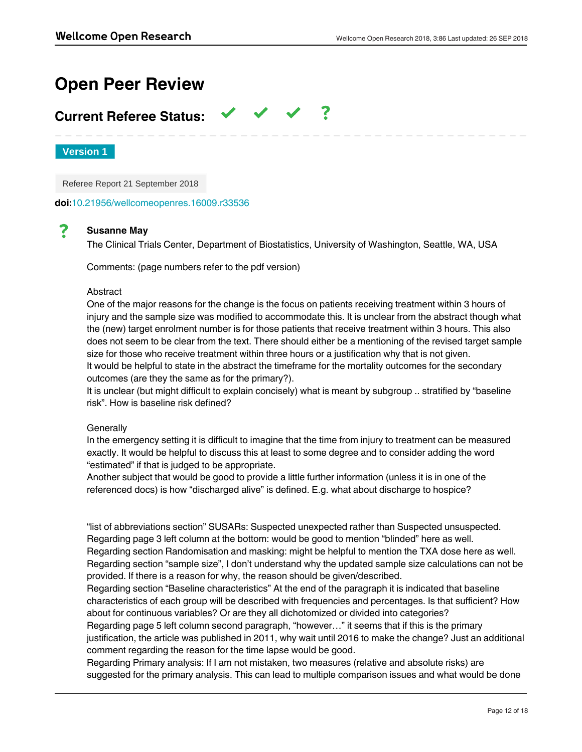# Open Peer Review

## Current Referee Status: ✔ ✔ ✔ ?

**Version 1**

Referee Report 21 September 2018

**doi:**10.21956/wellcomeopenres.16009.r33536

**?** **Susanne May**

The Clinical Trials Center, Department of Biostatistics, University of Washington, Seattle, WA, USA

Comments: (page numbers refer to the pdf version)

Abstract

One of the major reasons for the change is the focus on patients receiving treatment within 3 hours of injury and the sample size was modified to accommodate this. It is unclear from the abstract though what the (new) target enrolment number is for those patients that receive treatment within 3 hours. This also does not seem to be clear from the text. There should either be a mentioning of the revised target sample size for those who receive treatment within three hours or a justification why that is not given.

It would be helpful to state in the abstract the timeframe for the mortality outcomes for the secondary outcomes (are they the same as for the primary?).

It is unclear (but might difficult to explain concisely) what is meant by subgroup .. stratified by "baseline risk". How is baseline risk defined?

Generally

In the emergency setting it is difficult to imagine that the time from injury to treatment can be measured exactly. It would be helpful to discuss this at least to some degree and to consider adding the word "estimated" if that is judged to be appropriate.

Another subject that would be good to provide a little further information (unless it is in one of the referenced docs) is how "discharged alive" is defined. E.g. what about discharge to hospice?

"list of abbreviations section" SUSARs: Suspected unexpected rather than Suspected unsuspected.

Regarding page 3 left column at the bottom: would be good to mention "blinded" here as well.

Regarding section Randomisation and masking: might be helpful to mention the TXA dose here as well.

Regarding section "sample size", I don't understand why the updated sample size calculations can not be provided. If there is a reason for why, the reason should be given/described.

Regarding section "Baseline characteristics" At the end of the paragraph it is indicated that baseline characteristics of each group will be described with frequencies and percentages. Is that sufficient? How about for continuous variables? Or are they all dichotomized or divided into categories?

Regarding page 5 left column second paragraph, "however…" it seems that if this is the primary justification, the article was published in 2011, why wait until 2016 to make the change? Just an additional comment regarding the reason for the time lapse would be good.

Regarding Primary analysis: If I am not mistaken, two measures (relative and absolute risks) are suggested for the primary analysis. This can lead to multiple comparison issues and what would be done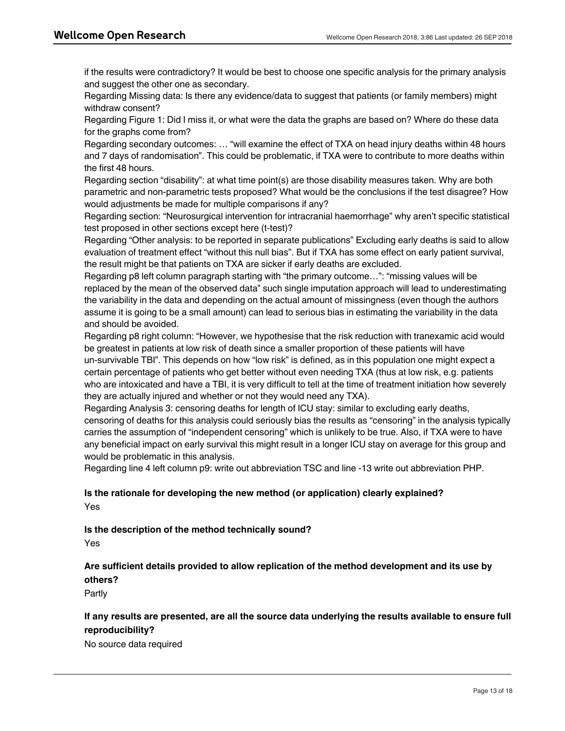if the results were contradictory? It would be best to choose one specific analysis for the primary analysis and suggest the other one as secondary.

Regarding Missing data: Is there any evidence/data to suggest that patients (or family members) might withdraw consent?

Regarding Figure 1: Did I miss it, or what were the data the graphs are based on? Where do these data for the graphs come from?

Regarding secondary outcomes: … "will examine the effect of TXA on head injury deaths within 48 hours and 7 days of randomisation". This could be problematic, if TXA were to contribute to more deaths within the first 48 hours.

Regarding section "disability": at what time point(s) are those disability measures taken. Why are both parametric and non-parametric tests proposed? What would be the conclusions if the test disagree? How would adjustments be made for multiple comparisons if any?

Regarding section: "Neurosurgical intervention for intracranial haemorrhage" why aren't specific statistical test proposed in other sections except here (t-test)?

Regarding "Other analysis: to be reported in separate publications" Excluding early deaths is said to allow evaluation of treatment effect "without this null bias". But if TXA has some effect on early patient survival, the result might be that patients on TXA are sicker if early deaths are excluded.

Regarding p8 left column paragraph starting with "the primary outcome…": "missing values will be replaced by the mean of the observed data" such single imputation approach will lead to underestimating the variability in the data and depending on the actual amount of missingness (even though the authors assume it is going to be a small amount) can lead to serious bias in estimating the variability in the data and should be avoided.

Regarding p8 right column: "However, we hypothesise that the risk reduction with tranexamic acid would be greatest in patients at low risk of death since a smaller proportion of these patients will have un-survivable TBI". This depends on how "low risk" is defined, as in this population one might expect a certain percentage of patients who get better without even needing TXA (thus at low risk, e.g. patients who are intoxicated and have a TBI, it is very difficult to tell at the time of treatment initiation how severely they are actually injured and whether or not they would need any TXA).

Regarding Analysis 3: censoring deaths for length of ICU stay: similar to excluding early deaths, censoring of deaths for this analysis could seriously bias the results as "censoring" in the analysis typically carries the assumption of "independent censoring" which is unlikely to be true. Also, if TXA were to have any beneficial impact on early survival this might result in a longer ICU stay on average for this group and would be problematic in this analysis.

Regarding line 4 left column p9: write out abbreviation TSC and line -13 write out abbreviation PHP.

**Is the rationale for developing the new method (or application) clearly explained?**

Yes

**Is the description of the method technically sound?**

Yes

**Are sufficient details provided to allow replication of the method development and its use by others?**

Partly

**If any results are presented, are all the source data underlying the results available to ensure full reproducibility?**

No source data required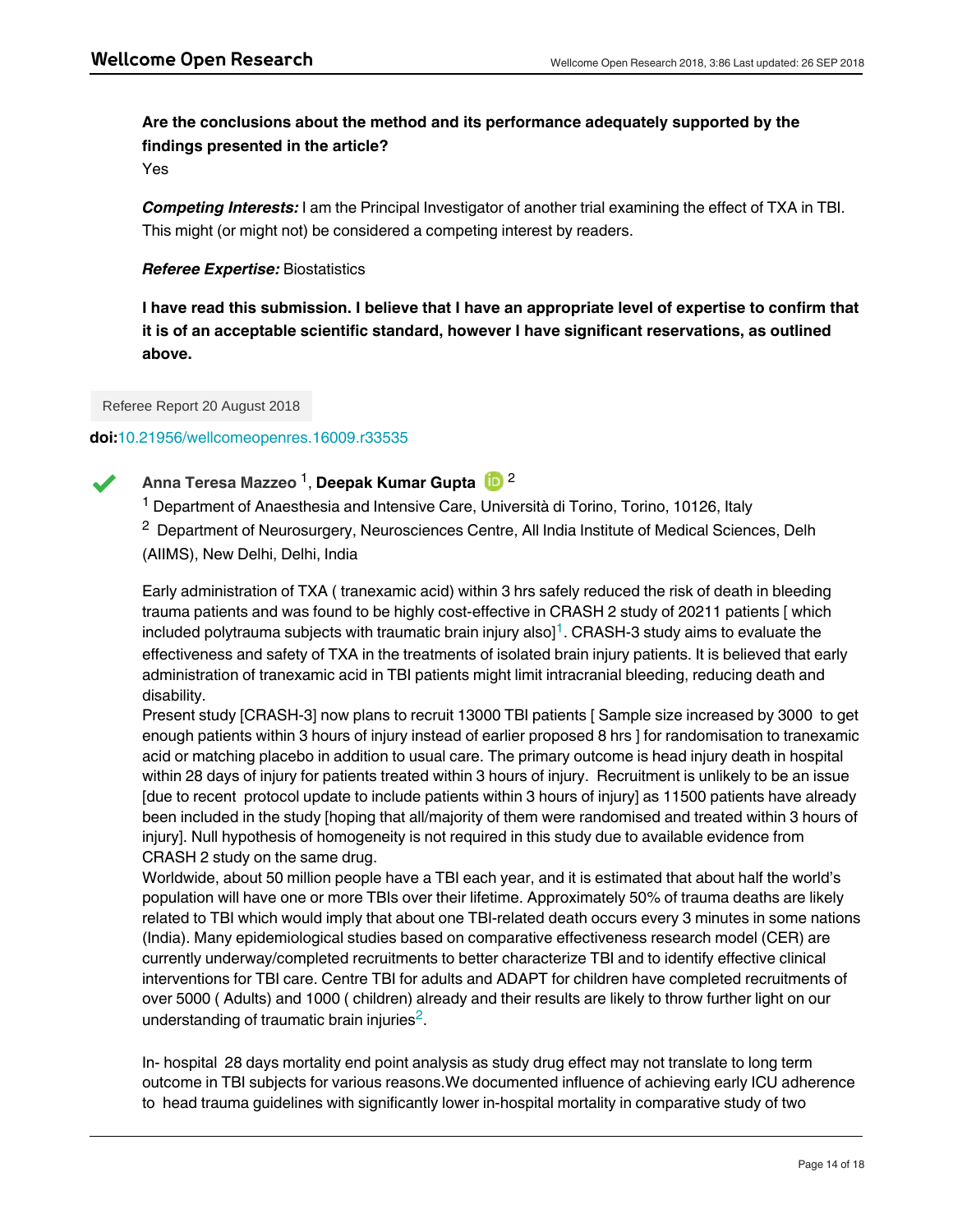**Are the conclusions about the method and its performance adequately supported by the findings presented in the article?**

Yes

***Competing Interests:*** I am the Principal Investigator of another trial examining the effect of TXA in TBI. This might (or might not) be considered a competing interest by readers.

***Referee Expertise:*** Biostatistics

**I have read this submission. I believe that I have an appropriate level of expertise to confirm that it is of an acceptable scientific standard, however I have significant reservations, as outlined above.**

Referee Report 20 August 2018

**doi:**10.21956/wellcomeopenres.16009.r33535

**Anna Teresa Mazzeo** [1], **Deepak Kumar Gupta** [2]

[1] Department of Anaesthesia and Intensive Care, Università di Torino, Torino, 10126, Italy

[2] Department of Neurosurgery, Neurosciences Centre, All India Institute of Medical Sciences, Delh (AIIMS), New Delhi, Delhi, India

Early administration of TXA ( tranexamic acid) within 3 hrs safely reduced the risk of death in bleeding trauma patients and was found to be highly cost-effective in CRASH 2 study of 20211 patients [ which included polytrauma subjects with traumatic brain injury also][1]. CRASH-3 study aims to evaluate the effectiveness and safety of TXA in the treatments of isolated brain injury patients. It is believed that early administration of tranexamic acid in TBI patients might limit intracranial bleeding, reducing death and disability.
Present study [CRASH-3] now plans to recruit 13000 TBI patients [ Sample size increased by 3000 to get enough patients within 3 hours of injury instead of earlier proposed 8 hrs ] for randomisation to tranexamic acid or matching placebo in addition to usual care. The primary outcome is head injury death in hospital within 28 days of injury for patients treated within 3 hours of injury. Recruitment is unlikely to be an issue [due to recent protocol update to include patients within 3 hours of injury] as 11500 patients have already been included in the study [hoping that all/majority of them were randomised and treated within 3 hours of injury]. Null hypothesis of homogeneity is not required in this study due to available evidence from CRASH 2 study on the same drug.
Worldwide, about 50 million people have a TBI each year, and it is estimated that about half the world's population will have one or more TBIs over their lifetime. Approximately 50% of trauma deaths are likely related to TBI which would imply that about one TBI-related death occurs every 3 minutes in some nations (India). Many epidemiological studies based on comparative effectiveness research model (CER) are currently underway/completed recruitments to better characterize TBI and to identify effective clinical interventions for TBI care. Centre TBI for adults and ADAPT for children have completed recruitments of over 5000 ( Adults) and 1000 ( children) already and their results are likely to throw further light on our understanding of traumatic brain injuries[2].

In- hospital 28 days mortality end point analysis as study drug effect may not translate to long term outcome in TBI subjects for various reasons.We documented influence of achieving early ICU adherence to head trauma guidelines with significantly lower in-hospital mortality in comparative study of two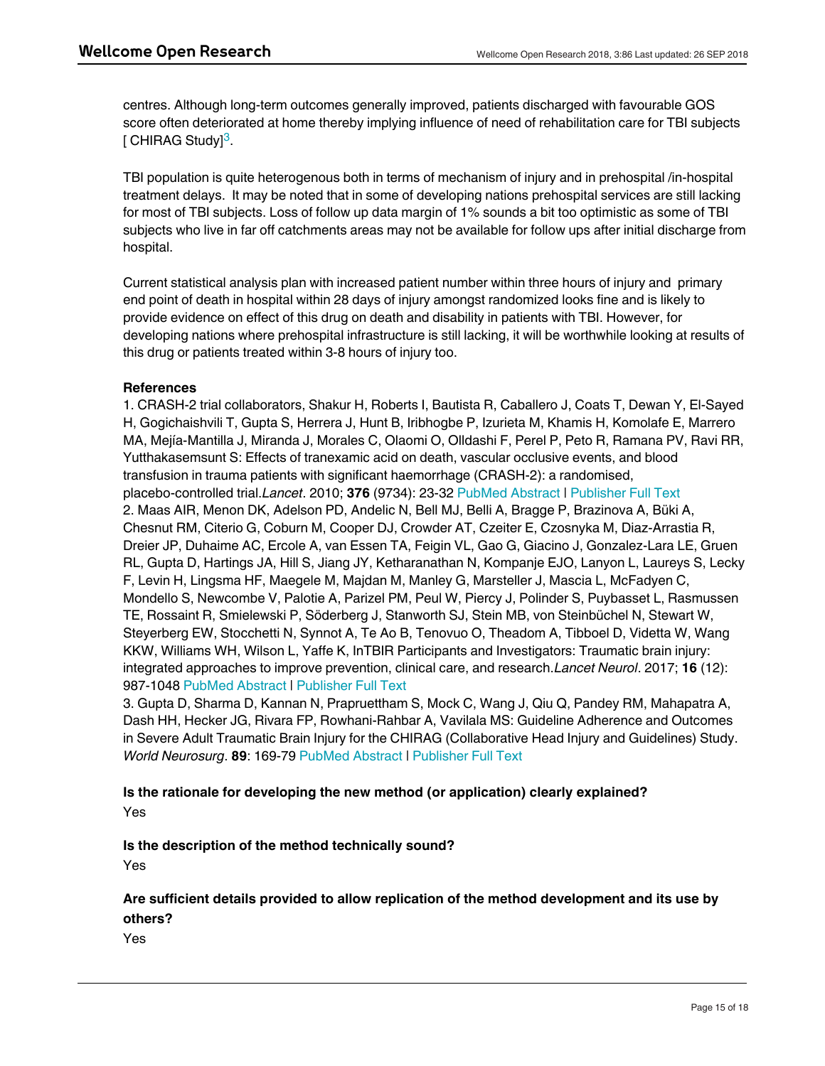centres. Although long-term outcomes generally improved, patients discharged with favourable GOS score often deteriorated at home thereby implying influence of need of rehabilitation care for TBI subjects [ CHIRAG Study][3].

TBI population is quite heterogenous both in terms of mechanism of injury and in prehospital /in-hospital treatment delays. It may be noted that in some of developing nations prehospital services are still lacking for most of TBI subjects. Loss of follow up data margin of 1% sounds a bit too optimistic as some of TBI subjects who live in far off catchments areas may not be available for follow ups after initial discharge from hospital.

Current statistical analysis plan with increased patient number within three hours of injury and primary end point of death in hospital within 28 days of injury amongst randomized looks fine and is likely to provide evidence on effect of this drug on death and disability in patients with TBI. However, for developing nations where prehospital infrastructure is still lacking, it will be worthwhile looking at results of this drug or patients treated within 3-8 hours of injury too.

**References**

1. CRASH-2 trial collaborators, Shakur H, Roberts I, Bautista R, Caballero J, Coats T, Dewan Y, El-Sayed H, Gogichaishvili T, Gupta S, Herrera J, Hunt B, Iribhogbe P, Izurieta M, Khamis H, Komolafe E, Marrero MA, Mejía-Mantilla J, Miranda J, Morales C, Olaomi O, Olldashi F, Perel P, Peto R, Ramana PV, Ravi RR, Yutthakasemsunt S: Effects of tranexamic acid on death, vascular occlusive events, and blood transfusion in trauma patients with significant haemorrhage (CRASH-2): a randomised, placebo-controlled trial. *Lancet*. 2010; **376** (9734): 23-32 PubMed Abstract | Publisher Full Text
2. Maas AIR, Menon DK, Adelson PD, Andelic N, Bell MJ, Belli A, Bragge P, Brazinova A, Büki A, Chesnut RM, Citerio G, Coburn M, Cooper DJ, Crowder AT, Czeiter E, Czosnyka M, Diaz-Arrastia R, Dreier JP, Duhaime AC, Ercole A, van Essen TA, Feigin VL, Gao G, Giacino J, Gonzalez-Lara LE, Gruen RL, Gupta D, Hartings JA, Hill S, Jiang JY, Ketharanathan N, Kompanje EJO, Lanyon L, Laureys S, Lecky F, Levin H, Lingsma HF, Maegele M, Majdan M, Manley G, Marsteller J, Mascia L, McFadyen C, Mondello S, Newcombe V, Palotie A, Parizel PM, Peul W, Piercy J, Polinder S, Puybasset L, Rasmussen TE, Rossaint R, Smielewski P, Söderberg J, Stanworth SJ, Stein MB, von Steinbüchel N, Stewart W, Steyerberg EW, Stocchetti N, Synnot A, Te Ao B, Tenovuo O, Theadom A, Tibboel D, Videtta W, Wang KKW, Williams WH, Wilson L, Yaffe K, InTBIR Participants and Investigators: Traumatic brain injury: integrated approaches to improve prevention, clinical care, and research. *Lancet Neurol*. 2017; **16** (12): 987-1048 PubMed Abstract | Publisher Full Text
3. Gupta D, Sharma D, Kannan N, Prapruettham S, Mock C, Wang J, Qiu Q, Pandey RM, Mahapatra A, Dash HH, Hecker JG, Rivara FP, Rowhani-Rahbar A, Vavilala MS: Guideline Adherence and Outcomes in Severe Adult Traumatic Brain Injury for the CHIRAG (Collaborative Head Injury and Guidelines) Study. *World Neurosurg*. **89**: 169-79 PubMed Abstract | Publisher Full Text

**Is the rationale for developing the new method (or application) clearly explained?**

Yes

**Is the description of the method technically sound?**

Yes

**Are sufficient details provided to allow replication of the method development and its use by others?**

Yes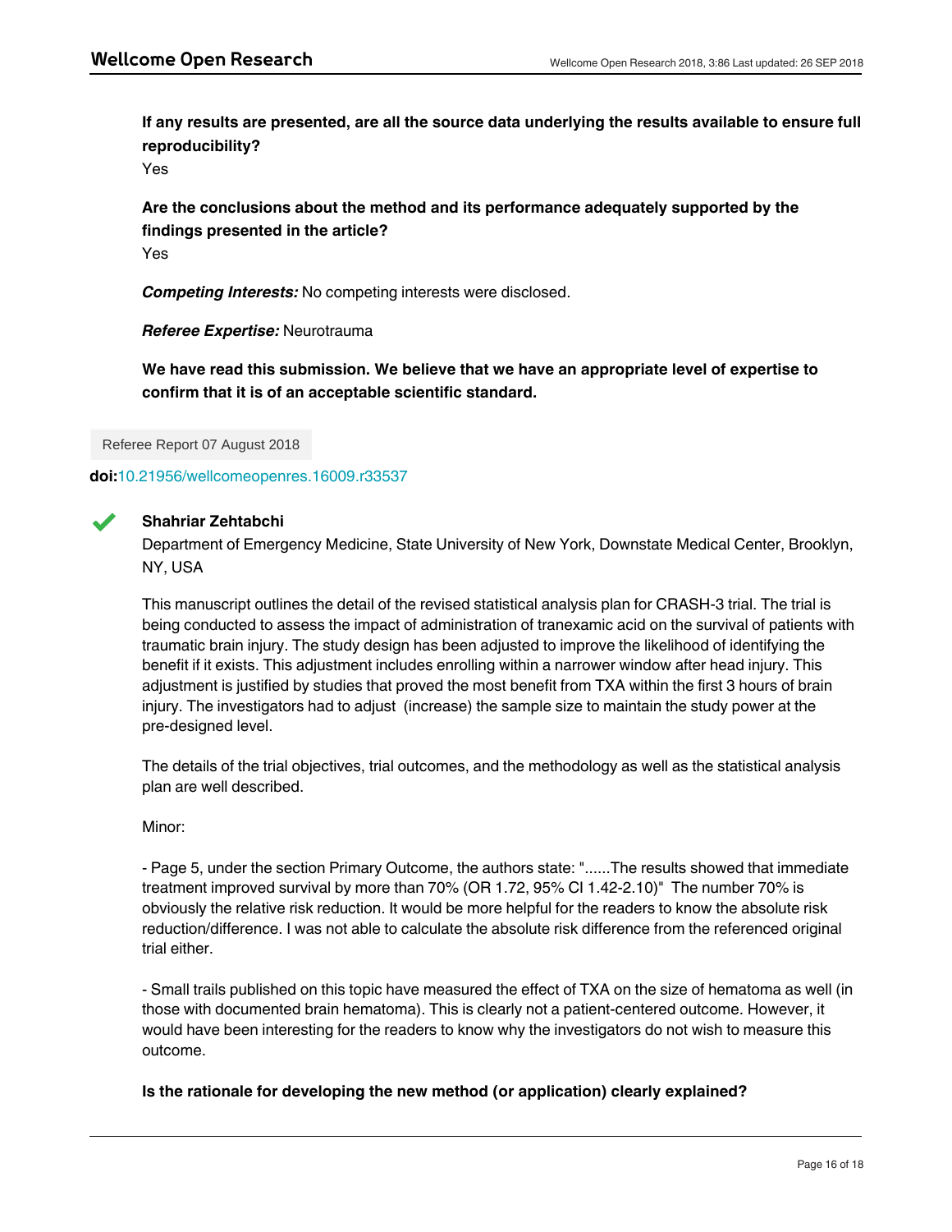**If any results are presented, are all the source data underlying the results available to ensure full reproducibility?**

Yes

**Are the conclusions about the method and its performance adequately supported by the findings presented in the article?**

Yes

***Competing Interests:*** No competing interests were disclosed.

***Referee Expertise:*** Neurotrauma

**We have read this submission. We believe that we have an appropriate level of expertise to confirm that it is of an acceptable scientific standard.**

Referee Report 07 August 2018

**doi:**10.21956/wellcomeopenres.16009.r33537

**Shahriar Zehtabchi**

Department of Emergency Medicine, State University of New York, Downstate Medical Center, Brooklyn, NY, USA

This manuscript outlines the detail of the revised statistical analysis plan for CRASH-3 trial. The trial is being conducted to assess the impact of administration of tranexamic acid on the survival of patients with traumatic brain injury. The study design has been adjusted to improve the likelihood of identifying the benefit if it exists. This adjustment includes enrolling within a narrower window after head injury. This adjustment is justified by studies that proved the most benefit from TXA within the first 3 hours of brain injury. The investigators had to adjust (increase) the sample size to maintain the study power at the pre-designed level.

The details of the trial objectives, trial outcomes, and the methodology as well as the statistical analysis plan are well described.

Minor:

- Page 5, under the section Primary Outcome, the authors state: "......The results showed that immediate treatment improved survival by more than 70% (OR 1.72, 95% CI 1.42-2.10)" The number 70% is obviously the relative risk reduction. It would be more helpful for the readers to know the absolute risk reduction/difference. I was not able to calculate the absolute risk difference from the referenced original trial either.

- Small trails published on this topic have measured the effect of TXA on the size of hematoma as well (in those with documented brain hematoma). This is clearly not a patient-centered outcome. However, it would have been interesting for the readers to know why the investigators do not wish to measure this outcome.

**Is the rationale for developing the new method (or application) clearly explained?**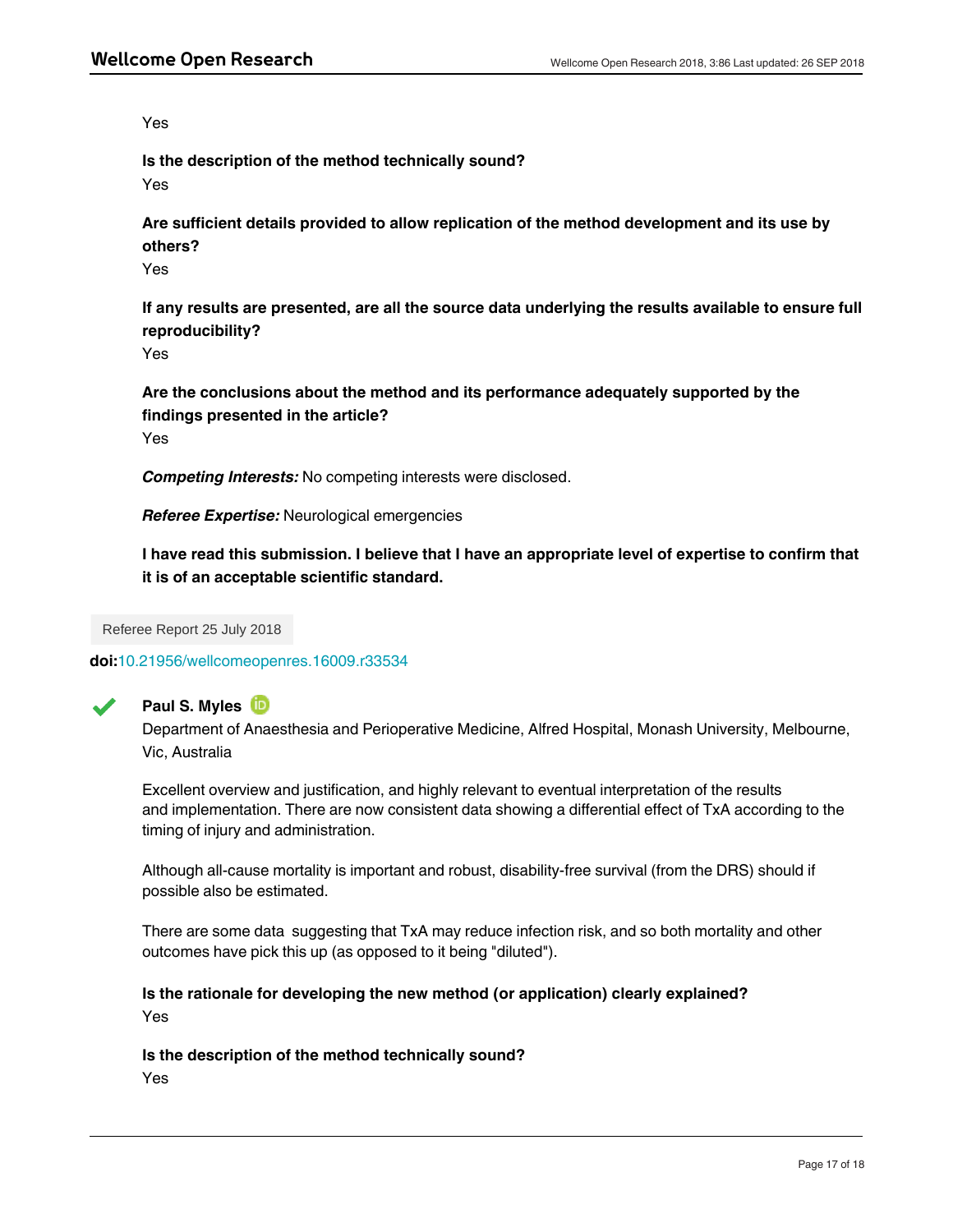Yes

**Is the description of the method technically sound?**

Yes

**Are sufficient details provided to allow replication of the method development and its use by others?**

Yes

**If any results are presented, are all the source data underlying the results available to ensure full reproducibility?**

Yes

**Are the conclusions about the method and its performance adequately supported by the findings presented in the article?**

Yes

***Competing Interests:*** No competing interests were disclosed.

***Referee Expertise:*** Neurological emergencies

**I have read this submission. I believe that I have an appropriate level of expertise to confirm that it is of an acceptable scientific standard.**

Referee Report 25 July 2018

**doi:**10.21956/wellcomeopenres.16009.r33534

✔ **Paul S. Myles**

Department of Anaesthesia and Perioperative Medicine, Alfred Hospital, Monash University, Melbourne, Vic, Australia

Excellent overview and justification, and highly relevant to eventual interpretation of the results and implementation. There are now consistent data showing a differential effect of TxA according to the timing of injury and administration.

Although all-cause mortality is important and robust, disability-free survival (from the DRS) should if possible also be estimated.

There are some data suggesting that TxA may reduce infection risk, and so both mortality and other outcomes have pick this up (as opposed to it being "diluted").

**Is the rationale for developing the new method (or application) clearly explained?**

Yes

**Is the description of the method technically sound?**

Yes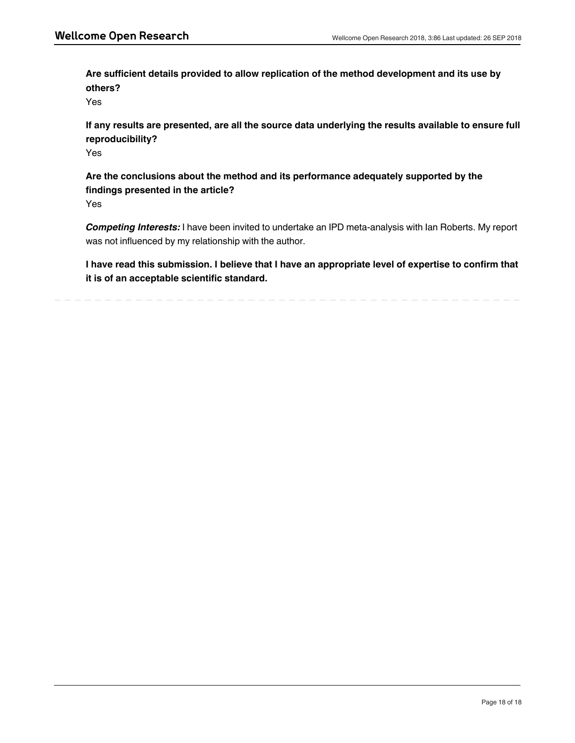**Are sufficient details provided to allow replication of the method development and its use by others?**

Yes

**If any results are presented, are all the source data underlying the results available to ensure full reproducibility?**

Yes

**Are the conclusions about the method and its performance adequately supported by the findings presented in the article?**

Yes

***Competing Interests:*** I have been invited to undertake an IPD meta-analysis with Ian Roberts. My report was not influenced by my relationship with the author.

**I have read this submission. I believe that I have an appropriate level of expertise to confirm that it is of an acceptable scientific standard.**